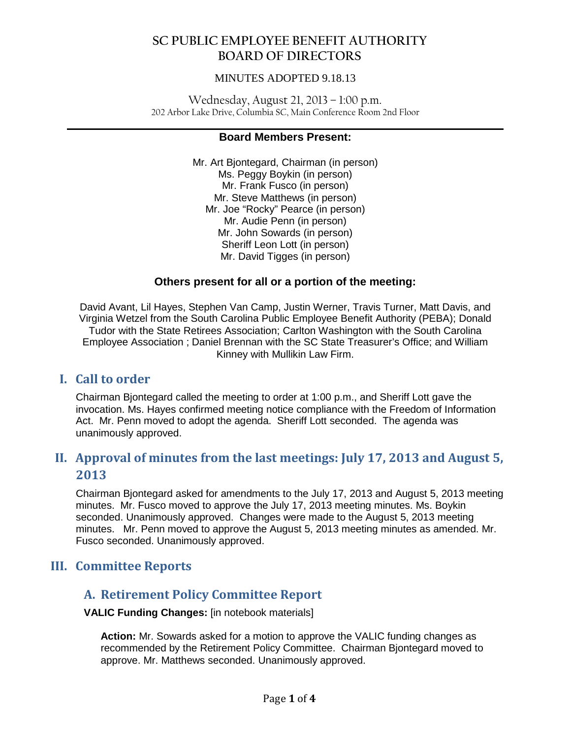# SC PUBLIC EMPLOYEE BENEFIT AUTHORITY
# BOARD OF DIRECTORS

MINUTES ADOPTED 9.18.13

Wednesday, August 21, 2013 – 1:00 p.m.
202 Arbor Lake Drive, Columbia SC, Main Conference Room 2nd Floor

---

**Board Members Present:**

Mr. Art Bjontegard, Chairman (in person)
Ms. Peggy Boykin (in person)
Mr. Frank Fusco (in person)
Mr. Steve Matthews (in person)
Mr. Joe "Rocky" Pearce (in person)
Mr. Audie Penn (in person)
Mr. John Sowards (in person)
Sheriff Leon Lott (in person)
Mr. David Tigges (in person)

**Others present for all or a portion of the meeting:**

David Avant, Lil Hayes, Stephen Van Camp, Justin Werner, Travis Turner, Matt Davis, and Virginia Wetzel from the South Carolina Public Employee Benefit Authority (PEBA); Donald Tudor with the State Retirees Association; Carlton Washington with the South Carolina Employee Association ; Daniel Brennan with the SC State Treasurer's Office; and William Kinney with Mullikin Law Firm.

## I. Call to order

Chairman Bjontegard called the meeting to order at 1:00 p.m., and Sheriff Lott gave the invocation. Ms. Hayes confirmed meeting notice compliance with the Freedom of Information Act. Mr. Penn moved to adopt the agenda. Sheriff Lott seconded. The agenda was unanimously approved.

## II. Approval of minutes from the last meetings: July 17, 2013 and August 5, 2013

Chairman Bjontegard asked for amendments to the July 17, 2013 and August 5, 2013 meeting minutes. Mr. Fusco moved to approve the July 17, 2013 meeting minutes. Ms. Boykin seconded. Unanimously approved. Changes were made to the August 5, 2013 meeting minutes. Mr. Penn moved to approve the August 5, 2013 meeting minutes as amended. Mr. Fusco seconded. Unanimously approved.

## III. Committee Reports

### A. Retirement Policy Committee Report

**VALIC Funding Changes:** [in notebook materials]

**Action:** Mr. Sowards asked for a motion to approve the VALIC funding changes as recommended by the Retirement Policy Committee. Chairman Bjontegard moved to approve. Mr. Matthews seconded. Unanimously approved.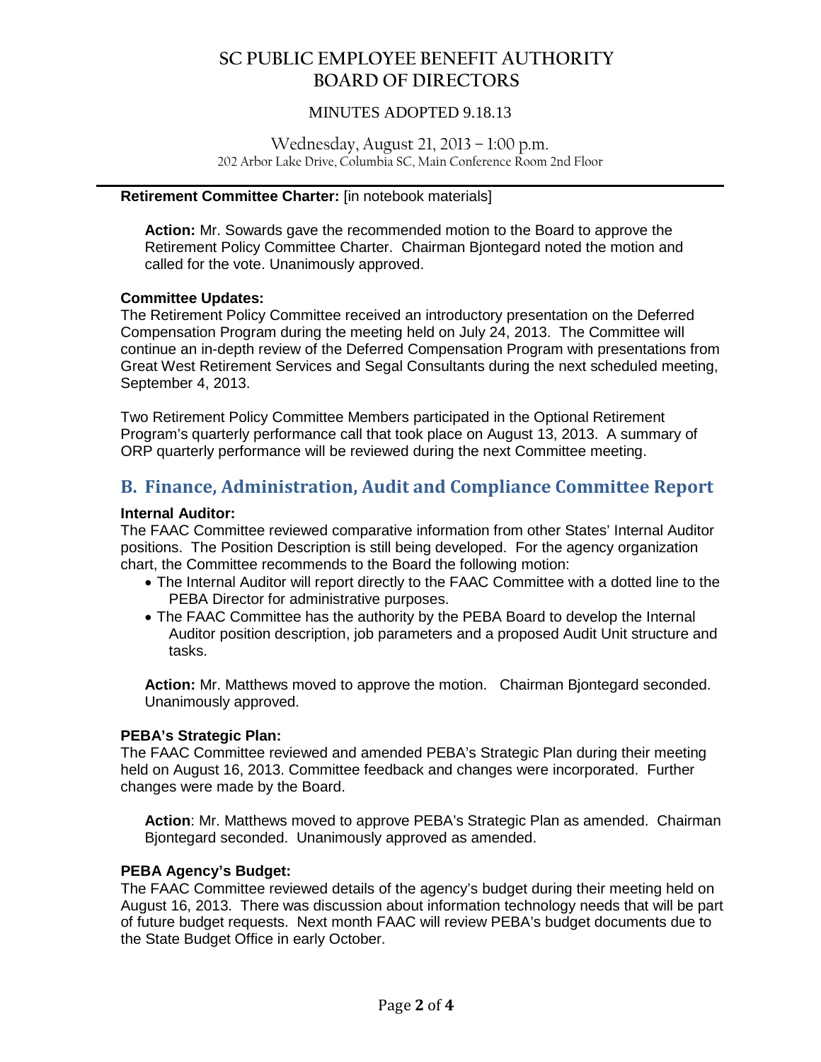**Retirement Committee Charter:** [in notebook materials]

**Action:** Mr. Sowards gave the recommended motion to the Board to approve the Retirement Policy Committee Charter. Chairman Bjontegard noted the motion and called for the vote. Unanimously approved.

**Committee Updates:**
The Retirement Policy Committee received an introductory presentation on the Deferred Compensation Program during the meeting held on July 24, 2013. The Committee will continue an in-depth review of the Deferred Compensation Program with presentations from Great West Retirement Services and Segal Consultants during the next scheduled meeting, September 4, 2013.

Two Retirement Policy Committee Members participated in the Optional Retirement Program's quarterly performance call that took place on August 13, 2013. A summary of ORP quarterly performance will be reviewed during the next Committee meeting.

## B. Finance, Administration, Audit and Compliance Committee Report

**Internal Auditor:**
The FAAC Committee reviewed comparative information from other States' Internal Auditor positions. The Position Description is still being developed. For the agency organization chart, the Committee recommends to the Board the following motion:

- The Internal Auditor will report directly to the FAAC Committee with a dotted line to the PEBA Director for administrative purposes.
- The FAAC Committee has the authority by the PEBA Board to develop the Internal Auditor position description, job parameters and a proposed Audit Unit structure and tasks.

**Action:** Mr. Matthews moved to approve the motion. Chairman Bjontegard seconded. Unanimously approved.

**PEBA's Strategic Plan:**
The FAAC Committee reviewed and amended PEBA's Strategic Plan during their meeting held on August 16, 2013. Committee feedback and changes were incorporated. Further changes were made by the Board.

**Action**: Mr. Matthews moved to approve PEBA's Strategic Plan as amended. Chairman Bjontegard seconded. Unanimously approved as amended.

**PEBA Agency's Budget:**
The FAAC Committee reviewed details of the agency's budget during their meeting held on August 16, 2013. There was discussion about information technology needs that will be part of future budget requests. Next month FAAC will review PEBA's budget documents due to the State Budget Office in early October.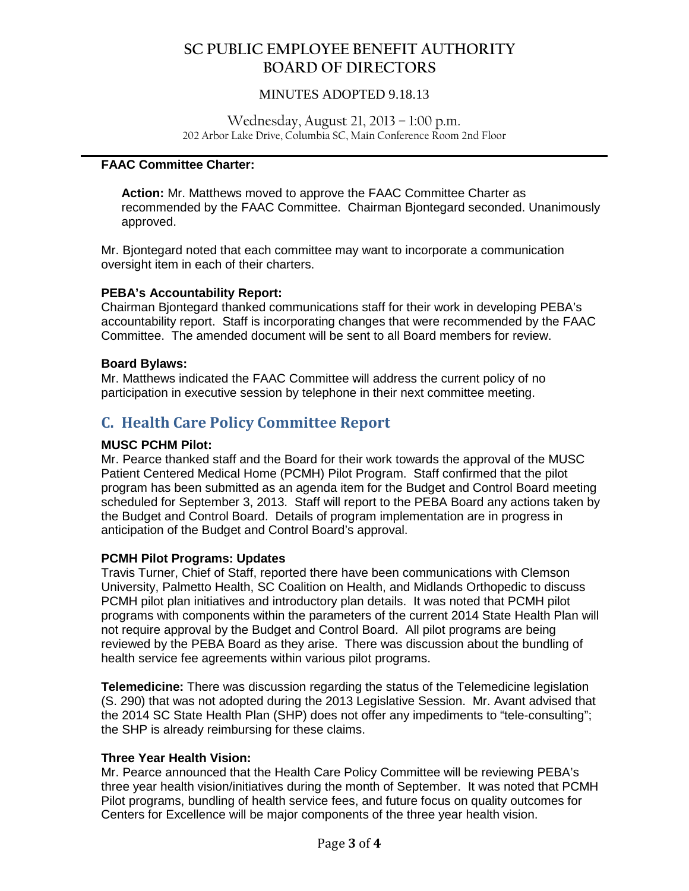**FAAC Committee Charter:**

**Action:** Mr. Matthews moved to approve the FAAC Committee Charter as recommended by the FAAC Committee. Chairman Bjontegard seconded. Unanimously approved.

Mr. Bjontegard noted that each committee may want to incorporate a communication oversight item in each of their charters.

**PEBA's Accountability Report:**
Chairman Bjontegard thanked communications staff for their work in developing PEBA's accountability report. Staff is incorporating changes that were recommended by the FAAC Committee. The amended document will be sent to all Board members for review.

**Board Bylaws:**
Mr. Matthews indicated the FAAC Committee will address the current policy of no participation in executive session by telephone in their next committee meeting.

## C. Health Care Policy Committee Report

**MUSC PCHM Pilot:**
Mr. Pearce thanked staff and the Board for their work towards the approval of the MUSC Patient Centered Medical Home (PCMH) Pilot Program. Staff confirmed that the pilot program has been submitted as an agenda item for the Budget and Control Board meeting scheduled for September 3, 2013. Staff will report to the PEBA Board any actions taken by the Budget and Control Board. Details of program implementation are in progress in anticipation of the Budget and Control Board's approval.

**PCMH Pilot Programs: Updates**
Travis Turner, Chief of Staff, reported there have been communications with Clemson University, Palmetto Health, SC Coalition on Health, and Midlands Orthopedic to discuss PCMH pilot plan initiatives and introductory plan details. It was noted that PCMH pilot programs with components within the parameters of the current 2014 State Health Plan will not require approval by the Budget and Control Board. All pilot programs are being reviewed by the PEBA Board as they arise. There was discussion about the bundling of health service fee agreements within various pilot programs.

**Telemedicine:** There was discussion regarding the status of the Telemedicine legislation (S. 290) that was not adopted during the 2013 Legislative Session. Mr. Avant advised that the 2014 SC State Health Plan (SHP) does not offer any impediments to "tele-consulting"; the SHP is already reimbursing for these claims.

**Three Year Health Vision:**
Mr. Pearce announced that the Health Care Policy Committee will be reviewing PEBA's three year health vision/initiatives during the month of September. It was noted that PCMH Pilot programs, bundling of health service fees, and future focus on quality outcomes for Centers for Excellence will be major components of the three year health vision.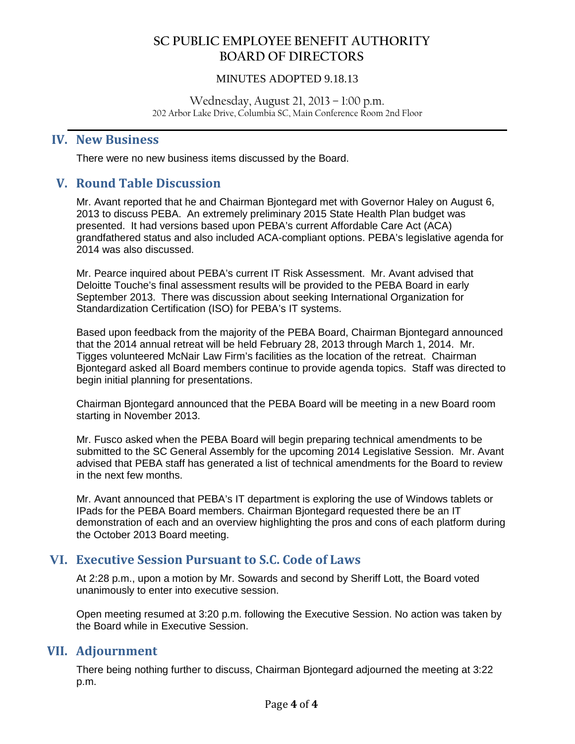# SC PUBLIC EMPLOYEE BENEFIT AUTHORITY BOARD OF DIRECTORS

MINUTES ADOPTED 9.18.13

Wednesday, August 21, 2013 – 1:00 p.m.
202 Arbor Lake Drive, Columbia SC, Main Conference Room 2nd Floor

## IV. New Business

There were no new business items discussed by the Board.

## V. Round Table Discussion

Mr. Avant reported that he and Chairman Bjontegard met with Governor Haley on August 6, 2013 to discuss PEBA. An extremely preliminary 2015 State Health Plan budget was presented. It had versions based upon PEBA's current Affordable Care Act (ACA) grandfathered status and also included ACA-compliant options. PEBA's legislative agenda for 2014 was also discussed.

Mr. Pearce inquired about PEBA's current IT Risk Assessment. Mr. Avant advised that Deloitte Touche's final assessment results will be provided to the PEBA Board in early September 2013. There was discussion about seeking International Organization for Standardization Certification (ISO) for PEBA's IT systems.

Based upon feedback from the majority of the PEBA Board, Chairman Bjontegard announced that the 2014 annual retreat will be held February 28, 2013 through March 1, 2014. Mr. Tigges volunteered McNair Law Firm's facilities as the location of the retreat. Chairman Bjontegard asked all Board members continue to provide agenda topics. Staff was directed to begin initial planning for presentations.

Chairman Bjontegard announced that the PEBA Board will be meeting in a new Board room starting in November 2013.

Mr. Fusco asked when the PEBA Board will begin preparing technical amendments to be submitted to the SC General Assembly for the upcoming 2014 Legislative Session. Mr. Avant advised that PEBA staff has generated a list of technical amendments for the Board to review in the next few months.

Mr. Avant announced that PEBA's IT department is exploring the use of Windows tablets or IPads for the PEBA Board members. Chairman Bjontegard requested there be an IT demonstration of each and an overview highlighting the pros and cons of each platform during the October 2013 Board meeting.

## VI. Executive Session Pursuant to S.C. Code of Laws

At 2:28 p.m., upon a motion by Mr. Sowards and second by Sheriff Lott, the Board voted unanimously to enter into executive session.

Open meeting resumed at 3:20 p.m. following the Executive Session. No action was taken by the Board while in Executive Session.

## VII. Adjournment

There being nothing further to discuss, Chairman Bjontegard adjourned the meeting at 3:22 p.m.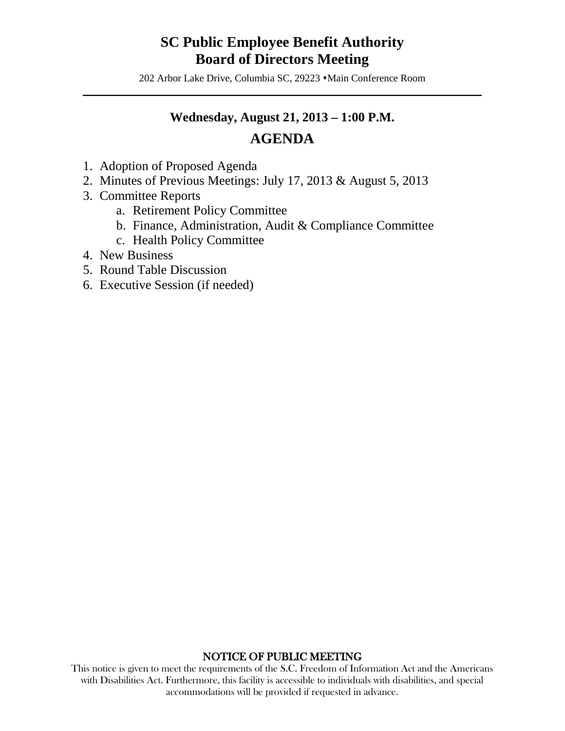# SC Public Employee Benefit Authority
# Board of Directors Meeting

202 Arbor Lake Drive, Columbia SC, 29223 ⬩Main Conference Room

---

**Wednesday, August 21, 2013 – 1:00 P.M.**

## AGENDA

1. Adoption of Proposed Agenda
2. Minutes of Previous Meetings: July 17, 2013 & August 5, 2013
3. Committee Reports
   a. Retirement Policy Committee
   b. Finance, Administration, Audit & Compliance Committee
   c. Health Policy Committee
4. New Business
5. Round Table Discussion
6. Executive Session (if needed)

NOTICE OF PUBLIC MEETING

This notice is given to meet the requirements of the S.C. Freedom of Information Act and the Americans with Disabilities Act. Furthermore, this facility is accessible to individuals with disabilities, and special accommodations will be provided if requested in advance.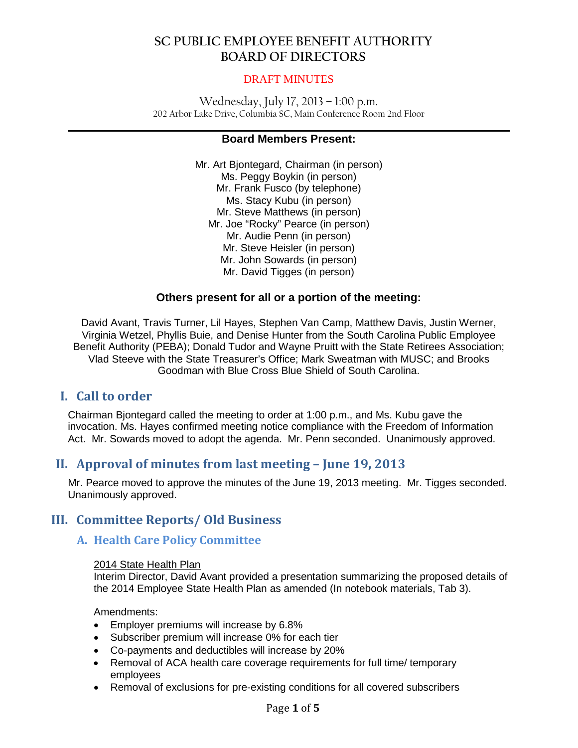# SC PUBLIC EMPLOYEE BENEFIT AUTHORITY BOARD OF DIRECTORS

DRAFT MINUTES

Wednesday, July 17, 2013 – 1:00 p.m.
202 Arbor Lake Drive, Columbia SC, Main Conference Room 2nd Floor

---

**Board Members Present:**

Mr. Art Bjontegard, Chairman (in person)
Ms. Peggy Boykin (in person)
Mr. Frank Fusco (by telephone)
Ms. Stacy Kubu (in person)
Mr. Steve Matthews (in person)
Mr. Joe "Rocky" Pearce (in person)
Mr. Audie Penn (in person)
Mr. Steve Heisler (in person)
Mr. John Sowards (in person)
Mr. David Tigges (in person)

**Others present for all or a portion of the meeting:**

David Avant, Travis Turner, Lil Hayes, Stephen Van Camp, Matthew Davis, Justin Werner, Virginia Wetzel, Phyllis Buie, and Denise Hunter from the South Carolina Public Employee Benefit Authority (PEBA); Donald Tudor and Wayne Pruitt with the State Retirees Association; Vlad Steeve with the State Treasurer's Office; Mark Sweatman with MUSC; and Brooks Goodman with Blue Cross Blue Shield of South Carolina.

## I. Call to order

Chairman Bjontegard called the meeting to order at 1:00 p.m., and Ms. Kubu gave the invocation. Ms. Hayes confirmed meeting notice compliance with the Freedom of Information Act. Mr. Sowards moved to adopt the agenda. Mr. Penn seconded. Unanimously approved.

## II. Approval of minutes from last meeting – June 19, 2013

Mr. Pearce moved to approve the minutes of the June 19, 2013 meeting. Mr. Tigges seconded. Unanimously approved.

## III. Committee Reports/ Old Business

### A. Health Care Policy Committee

2014 State Health Plan
Interim Director, David Avant provided a presentation summarizing the proposed details of the 2014 Employee State Health Plan as amended (In notebook materials, Tab 3).

Amendments:

- Employer premiums will increase by 6.8%
- Subscriber premium will increase 0% for each tier
- Co-payments and deductibles will increase by 20%
- Removal of ACA health care coverage requirements for full time/ temporary employees
- Removal of exclusions for pre-existing conditions for all covered subscribers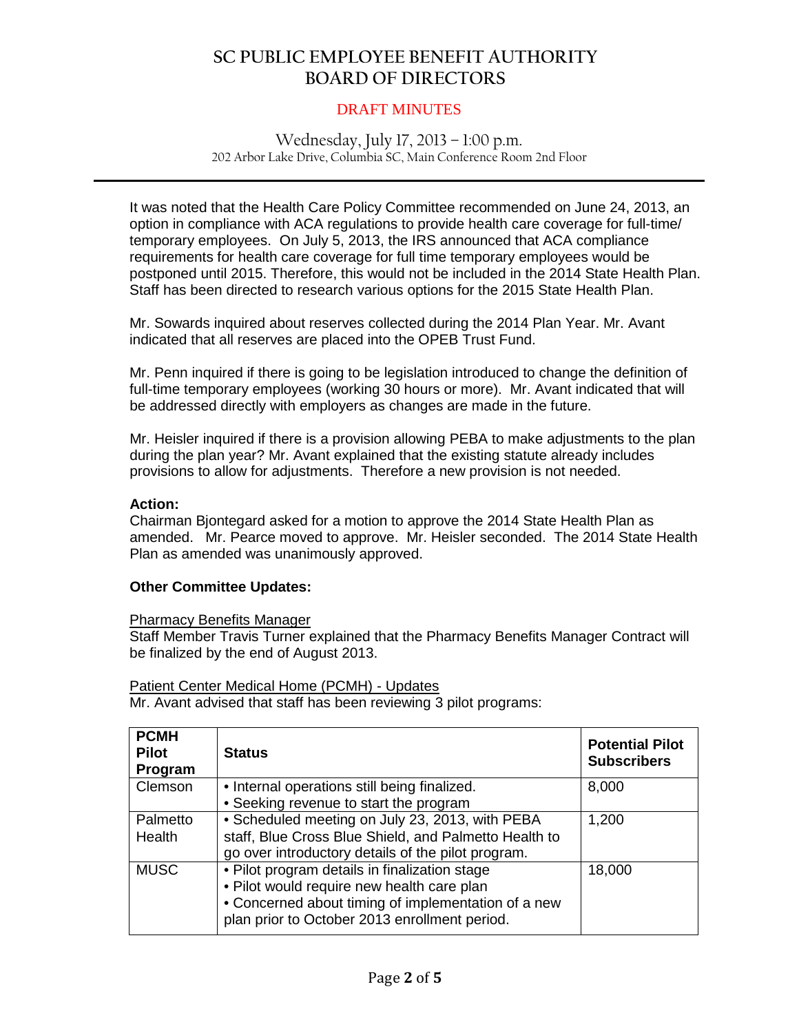# SC PUBLIC EMPLOYEE BENEFIT AUTHORITY BOARD OF DIRECTORS

DRAFT MINUTES

Wednesday, July 17, 2013 – 1:00 p.m.
202 Arbor Lake Drive, Columbia SC, Main Conference Room 2nd Floor

---

It was noted that the Health Care Policy Committee recommended on June 24, 2013, an option in compliance with ACA regulations to provide health care coverage for full-time/ temporary employees. On July 5, 2013, the IRS announced that ACA compliance requirements for health care coverage for full time temporary employees would be postponed until 2015. Therefore, this would not be included in the 2014 State Health Plan. Staff has been directed to research various options for the 2015 State Health Plan.

Mr. Sowards inquired about reserves collected during the 2014 Plan Year. Mr. Avant indicated that all reserves are placed into the OPEB Trust Fund.

Mr. Penn inquired if there is going to be legislation introduced to change the definition of full-time temporary employees (working 30 hours or more). Mr. Avant indicated that will be addressed directly with employers as changes are made in the future.

Mr. Heisler inquired if there is a provision allowing PEBA to make adjustments to the plan during the plan year? Mr. Avant explained that the existing statute already includes provisions to allow for adjustments. Therefore a new provision is not needed.

**Action:**
Chairman Bjontegard asked for a motion to approve the 2014 State Health Plan as amended. Mr. Pearce moved to approve. Mr. Heisler seconded. The 2014 State Health Plan as amended was unanimously approved.

**Other Committee Updates:**

Pharmacy Benefits Manager
Staff Member Travis Turner explained that the Pharmacy Benefits Manager Contract will be finalized by the end of August 2013.

Patient Center Medical Home (PCMH) - Updates
Mr. Avant advised that staff has been reviewing 3 pilot programs:

| PCMH Pilot Program | Status | Potential Pilot Subscribers |
|---|---|---|
| Clemson | • Internal operations still being finalized.<br>• Seeking revenue to start the program | 8,000 |
| Palmetto Health | • Scheduled meeting on July 23, 2013, with PEBA staff, Blue Cross Blue Shield, and Palmetto Health to go over introductory details of the pilot program. | 1,200 |
| MUSC | • Pilot program details in finalization stage<br>• Pilot would require new health care plan<br>• Concerned about timing of implementation of a new plan prior to October 2013 enrollment period. | 18,000 |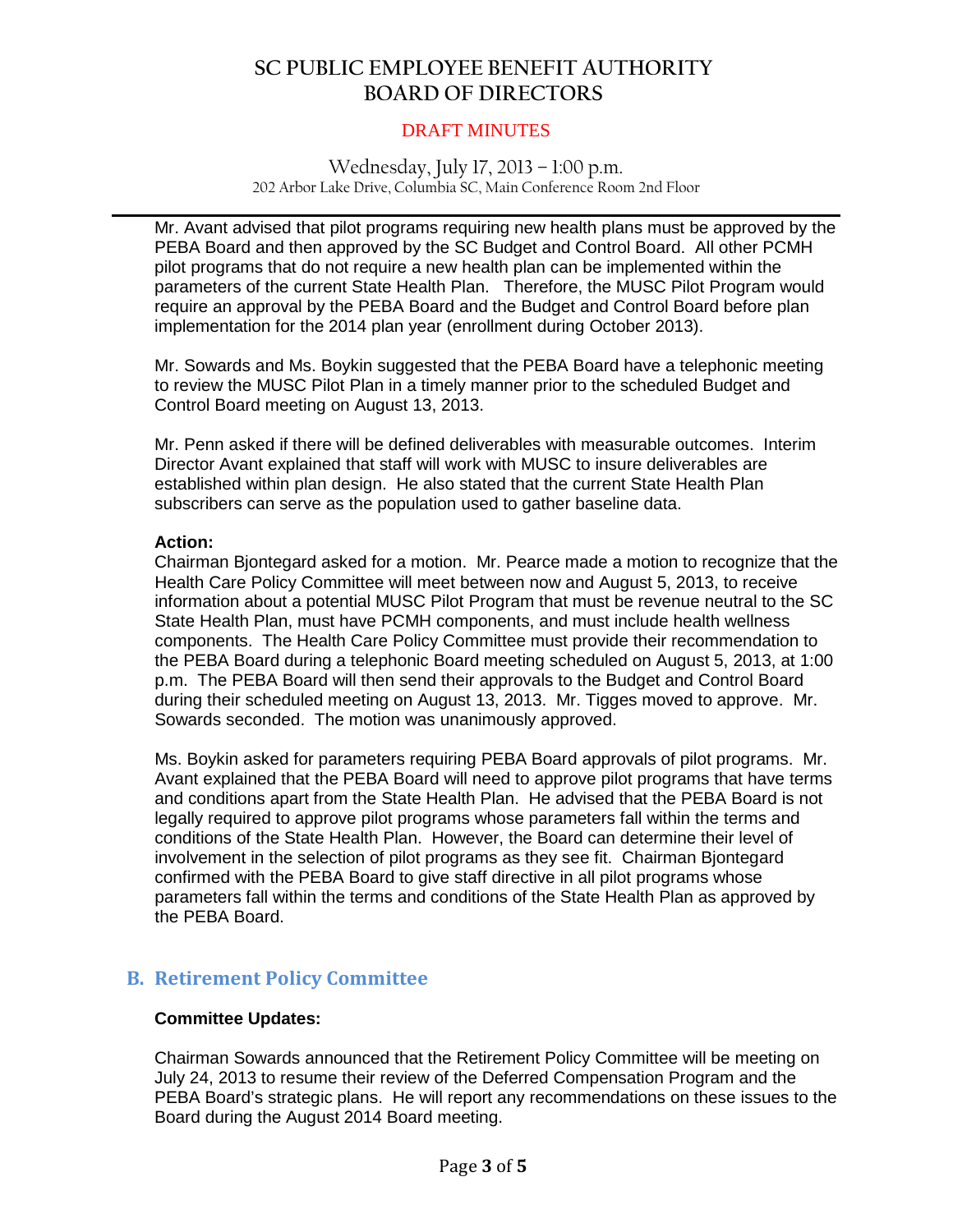Mr. Avant advised that pilot programs requiring new health plans must be approved by the PEBA Board and then approved by the SC Budget and Control Board. All other PCMH pilot programs that do not require a new health plan can be implemented within the parameters of the current State Health Plan. Therefore, the MUSC Pilot Program would require an approval by the PEBA Board and the Budget and Control Board before plan implementation for the 2014 plan year (enrollment during October 2013).

Mr. Sowards and Ms. Boykin suggested that the PEBA Board have a telephonic meeting to review the MUSC Pilot Plan in a timely manner prior to the scheduled Budget and Control Board meeting on August 13, 2013.

Mr. Penn asked if there will be defined deliverables with measurable outcomes. Interim Director Avant explained that staff will work with MUSC to insure deliverables are established within plan design. He also stated that the current State Health Plan subscribers can serve as the population used to gather baseline data.

**Action:**

Chairman Bjontegard asked for a motion. Mr. Pearce made a motion to recognize that the Health Care Policy Committee will meet between now and August 5, 2013, to receive information about a potential MUSC Pilot Program that must be revenue neutral to the SC State Health Plan, must have PCMH components, and must include health wellness components. The Health Care Policy Committee must provide their recommendation to the PEBA Board during a telephonic Board meeting scheduled on August 5, 2013, at 1:00 p.m. The PEBA Board will then send their approvals to the Budget and Control Board during their scheduled meeting on August 13, 2013. Mr. Tigges moved to approve. Mr. Sowards seconded. The motion was unanimously approved.

Ms. Boykin asked for parameters requiring PEBA Board approvals of pilot programs. Mr. Avant explained that the PEBA Board will need to approve pilot programs that have terms and conditions apart from the State Health Plan. He advised that the PEBA Board is not legally required to approve pilot programs whose parameters fall within the terms and conditions of the State Health Plan. However, the Board can determine their level of involvement in the selection of pilot programs as they see fit. Chairman Bjontegard confirmed with the PEBA Board to give staff directive in all pilot programs whose parameters fall within the terms and conditions of the State Health Plan as approved by the PEBA Board.

## B. Retirement Policy Committee

**Committee Updates:**

Chairman Sowards announced that the Retirement Policy Committee will be meeting on July 24, 2013 to resume their review of the Deferred Compensation Program and the PEBA Board's strategic plans. He will report any recommendations on these issues to the Board during the August 2014 Board meeting.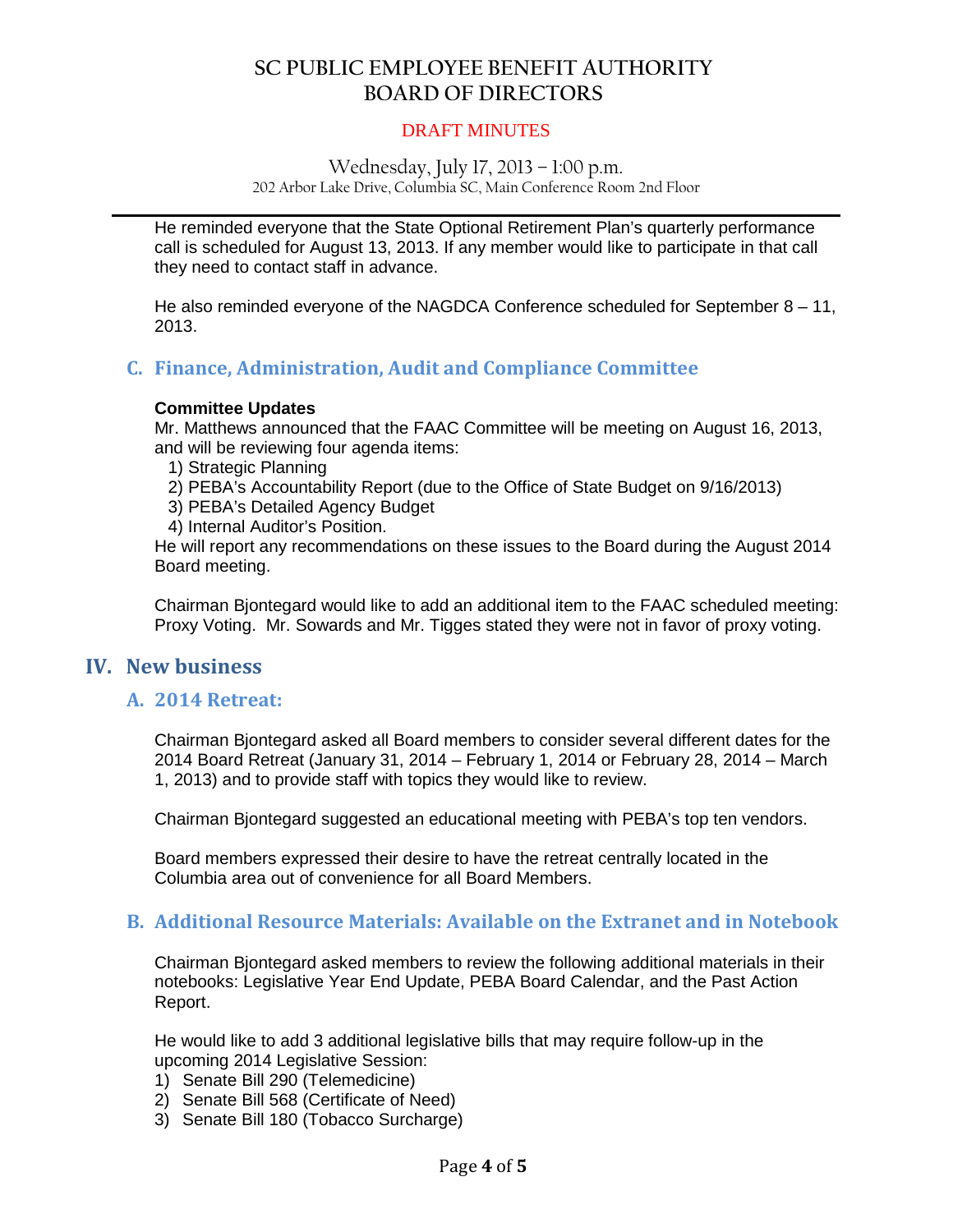He reminded everyone that the State Optional Retirement Plan's quarterly performance call is scheduled for August 13, 2013. If any member would like to participate in that call they need to contact staff in advance.

He also reminded everyone of the NAGDCA Conference scheduled for September 8 – 11, 2013.

### C. Finance, Administration, Audit and Compliance Committee

**Committee Updates**

Mr. Matthews announced that the FAAC Committee will be meeting on August 16, 2013, and will be reviewing four agenda items:

1) Strategic Planning
2) PEBA's Accountability Report (due to the Office of State Budget on 9/16/2013)
3) PEBA's Detailed Agency Budget
4) Internal Auditor's Position.

He will report any recommendations on these issues to the Board during the August 2014 Board meeting.

Chairman Bjontegard would like to add an additional item to the FAAC scheduled meeting: Proxy Voting. Mr. Sowards and Mr. Tigges stated they were not in favor of proxy voting.

## IV. New business

### A. 2014 Retreat:

Chairman Bjontegard asked all Board members to consider several different dates for the 2014 Board Retreat (January 31, 2014 – February 1, 2014 or February 28, 2014 – March 1, 2013) and to provide staff with topics they would like to review.

Chairman Bjontegard suggested an educational meeting with PEBA's top ten vendors.

Board members expressed their desire to have the retreat centrally located in the Columbia area out of convenience for all Board Members.

### B. Additional Resource Materials: Available on the Extranet and in Notebook

Chairman Bjontegard asked members to review the following additional materials in their notebooks: Legislative Year End Update, PEBA Board Calendar, and the Past Action Report.

He would like to add 3 additional legislative bills that may require follow-up in the upcoming 2014 Legislative Session:

1) Senate Bill 290 (Telemedicine)
2) Senate Bill 568 (Certificate of Need)
3) Senate Bill 180 (Tobacco Surcharge)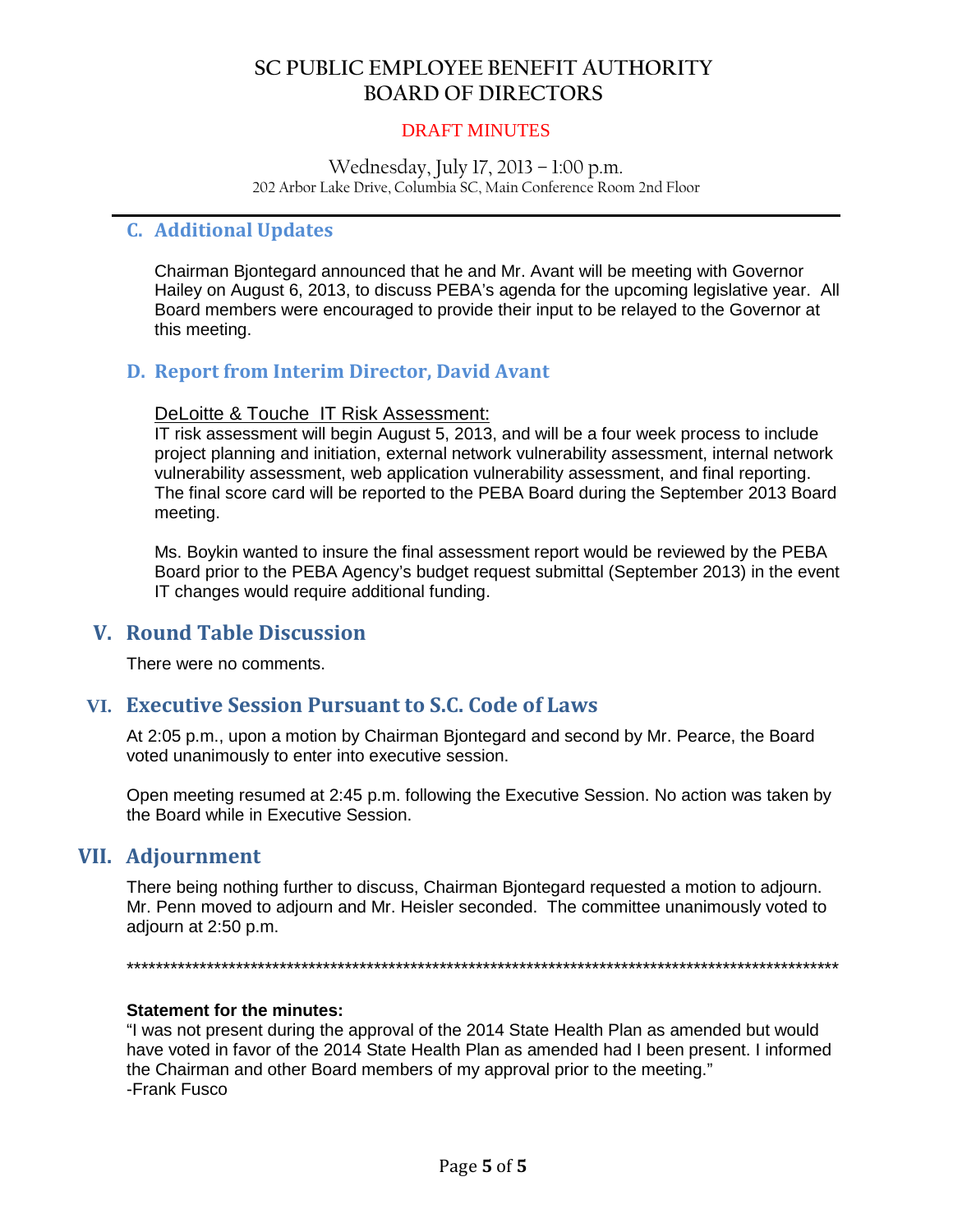# SC PUBLIC EMPLOYEE BENEFIT AUTHORITY
# BOARD OF DIRECTORS

DRAFT MINUTES

Wednesday, July 17, 2013 – 1:00 p.m.
202 Arbor Lake Drive, Columbia SC, Main Conference Room 2nd Floor

---

### C. Additional Updates

Chairman Bjontegard announced that he and Mr. Avant will be meeting with Governor Hailey on August 6, 2013, to discuss PEBA's agenda for the upcoming legislative year. All Board members were encouraged to provide their input to be relayed to the Governor at this meeting.

### D. Report from Interim Director, David Avant

DeLoitte & Touche IT Risk Assessment:
IT risk assessment will begin August 5, 2013, and will be a four week process to include project planning and initiation, external network vulnerability assessment, internal network vulnerability assessment, web application vulnerability assessment, and final reporting. The final score card will be reported to the PEBA Board during the September 2013 Board meeting.

Ms. Boykin wanted to insure the final assessment report would be reviewed by the PEBA Board prior to the PEBA Agency's budget request submittal (September 2013) in the event IT changes would require additional funding.

## V. Round Table Discussion

There were no comments.

## VI. Executive Session Pursuant to S.C. Code of Laws

At 2:05 p.m., upon a motion by Chairman Bjontegard and second by Mr. Pearce, the Board voted unanimously to enter into executive session.

Open meeting resumed at 2:45 p.m. following the Executive Session. No action was taken by the Board while in Executive Session.

## VII. Adjournment

There being nothing further to discuss, Chairman Bjontegard requested a motion to adjourn. Mr. Penn moved to adjourn and Mr. Heisler seconded. The committee unanimously voted to adjourn at 2:50 p.m.

****************************************************************************************************

**Statement for the minutes:**
"I was not present during the approval of the 2014 State Health Plan as amended but would have voted in favor of the 2014 State Health Plan as amended had I been present. I informed the Chairman and other Board members of my approval prior to the meeting."
-Frank Fusco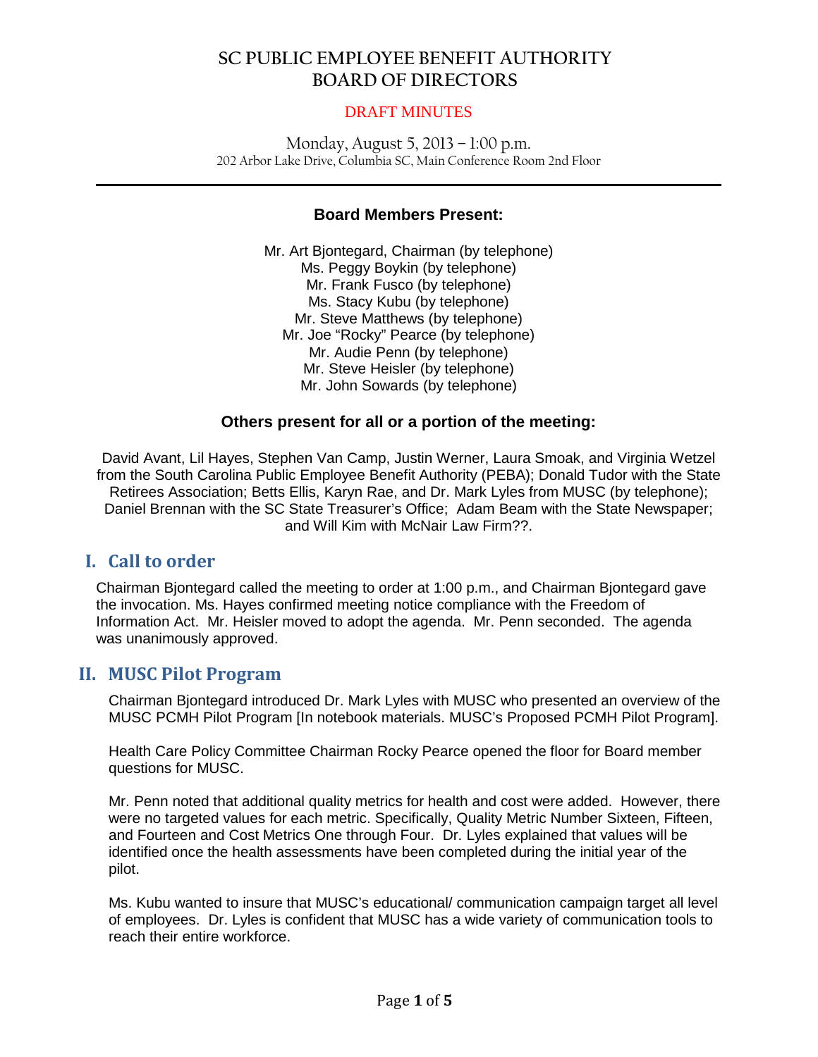# SC PUBLIC EMPLOYEE BENEFIT AUTHORITY
# BOARD OF DIRECTORS

DRAFT MINUTES

Monday, August 5, 2013 – 1:00 p.m.
202 Arbor Lake Drive, Columbia SC, Main Conference Room 2nd Floor

---

**Board Members Present:**

Mr. Art Bjontegard, Chairman (by telephone)
Ms. Peggy Boykin (by telephone)
Mr. Frank Fusco (by telephone)
Ms. Stacy Kubu (by telephone)
Mr. Steve Matthews (by telephone)
Mr. Joe "Rocky" Pearce (by telephone)
Mr. Audie Penn (by telephone)
Mr. Steve Heisler (by telephone)
Mr. John Sowards (by telephone)

**Others present for all or a portion of the meeting:**

David Avant, Lil Hayes, Stephen Van Camp, Justin Werner, Laura Smoak, and Virginia Wetzel from the South Carolina Public Employee Benefit Authority (PEBA); Donald Tudor with the State Retirees Association; Betts Ellis, Karyn Rae, and Dr. Mark Lyles from MUSC (by telephone); Daniel Brennan with the SC State Treasurer's Office; Adam Beam with the State Newspaper; and Will Kim with McNair Law Firm??.

## I. Call to order

Chairman Bjontegard called the meeting to order at 1:00 p.m., and Chairman Bjontegard gave the invocation. Ms. Hayes confirmed meeting notice compliance with the Freedom of Information Act. Mr. Heisler moved to adopt the agenda. Mr. Penn seconded. The agenda was unanimously approved.

## II. MUSC Pilot Program

Chairman Bjontegard introduced Dr. Mark Lyles with MUSC who presented an overview of the MUSC PCMH Pilot Program [In notebook materials. MUSC's Proposed PCMH Pilot Program].

Health Care Policy Committee Chairman Rocky Pearce opened the floor for Board member questions for MUSC.

Mr. Penn noted that additional quality metrics for health and cost were added. However, there were no targeted values for each metric. Specifically, Quality Metric Number Sixteen, Fifteen, and Fourteen and Cost Metrics One through Four. Dr. Lyles explained that values will be identified once the health assessments have been completed during the initial year of the pilot.

Ms. Kubu wanted to insure that MUSC's educational/ communication campaign target all level of employees. Dr. Lyles is confident that MUSC has a wide variety of communication tools to reach their entire workforce.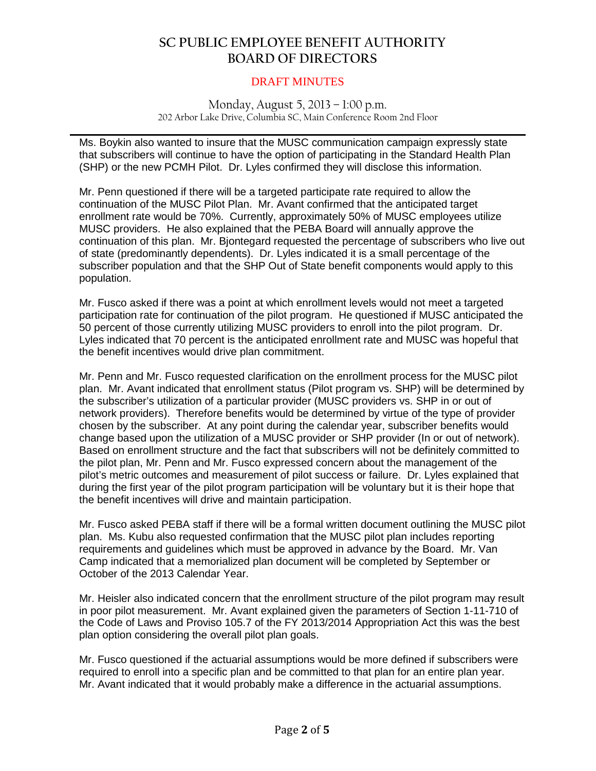# SC PUBLIC EMPLOYEE BENEFIT AUTHORITY BOARD OF DIRECTORS

DRAFT MINUTES

Monday, August 5, 2013 – 1:00 p.m.
202 Arbor Lake Drive, Columbia SC, Main Conference Room 2nd Floor

Ms. Boykin also wanted to insure that the MUSC communication campaign expressly state that subscribers will continue to have the option of participating in the Standard Health Plan (SHP) or the new PCMH Pilot. Dr. Lyles confirmed they will disclose this information.

Mr. Penn questioned if there will be a targeted participate rate required to allow the continuation of the MUSC Pilot Plan. Mr. Avant confirmed that the anticipated target enrollment rate would be 70%. Currently, approximately 50% of MUSC employees utilize MUSC providers. He also explained that the PEBA Board will annually approve the continuation of this plan. Mr. Bjontegard requested the percentage of subscribers who live out of state (predominantly dependents). Dr. Lyles indicated it is a small percentage of the subscriber population and that the SHP Out of State benefit components would apply to this population.

Mr. Fusco asked if there was a point at which enrollment levels would not meet a targeted participation rate for continuation of the pilot program. He questioned if MUSC anticipated the 50 percent of those currently utilizing MUSC providers to enroll into the pilot program. Dr. Lyles indicated that 70 percent is the anticipated enrollment rate and MUSC was hopeful that the benefit incentives would drive plan commitment.

Mr. Penn and Mr. Fusco requested clarification on the enrollment process for the MUSC pilot plan. Mr. Avant indicated that enrollment status (Pilot program vs. SHP) will be determined by the subscriber's utilization of a particular provider (MUSC providers vs. SHP in or out of network providers). Therefore benefits would be determined by virtue of the type of provider chosen by the subscriber. At any point during the calendar year, subscriber benefits would change based upon the utilization of a MUSC provider or SHP provider (In or out of network). Based on enrollment structure and the fact that subscribers will not be definitely committed to the pilot plan, Mr. Penn and Mr. Fusco expressed concern about the management of the pilot's metric outcomes and measurement of pilot success or failure. Dr. Lyles explained that during the first year of the pilot program participation will be voluntary but it is their hope that the benefit incentives will drive and maintain participation.

Mr. Fusco asked PEBA staff if there will be a formal written document outlining the MUSC pilot plan. Ms. Kubu also requested confirmation that the MUSC pilot plan includes reporting requirements and guidelines which must be approved in advance by the Board. Mr. Van Camp indicated that a memorialized plan document will be completed by September or October of the 2013 Calendar Year.

Mr. Heisler also indicated concern that the enrollment structure of the pilot program may result in poor pilot measurement. Mr. Avant explained given the parameters of Section 1-11-710 of the Code of Laws and Proviso 105.7 of the FY 2013/2014 Appropriation Act this was the best plan option considering the overall pilot plan goals.

Mr. Fusco questioned if the actuarial assumptions would be more defined if subscribers were required to enroll into a specific plan and be committed to that plan for an entire plan year. Mr. Avant indicated that it would probably make a difference in the actuarial assumptions.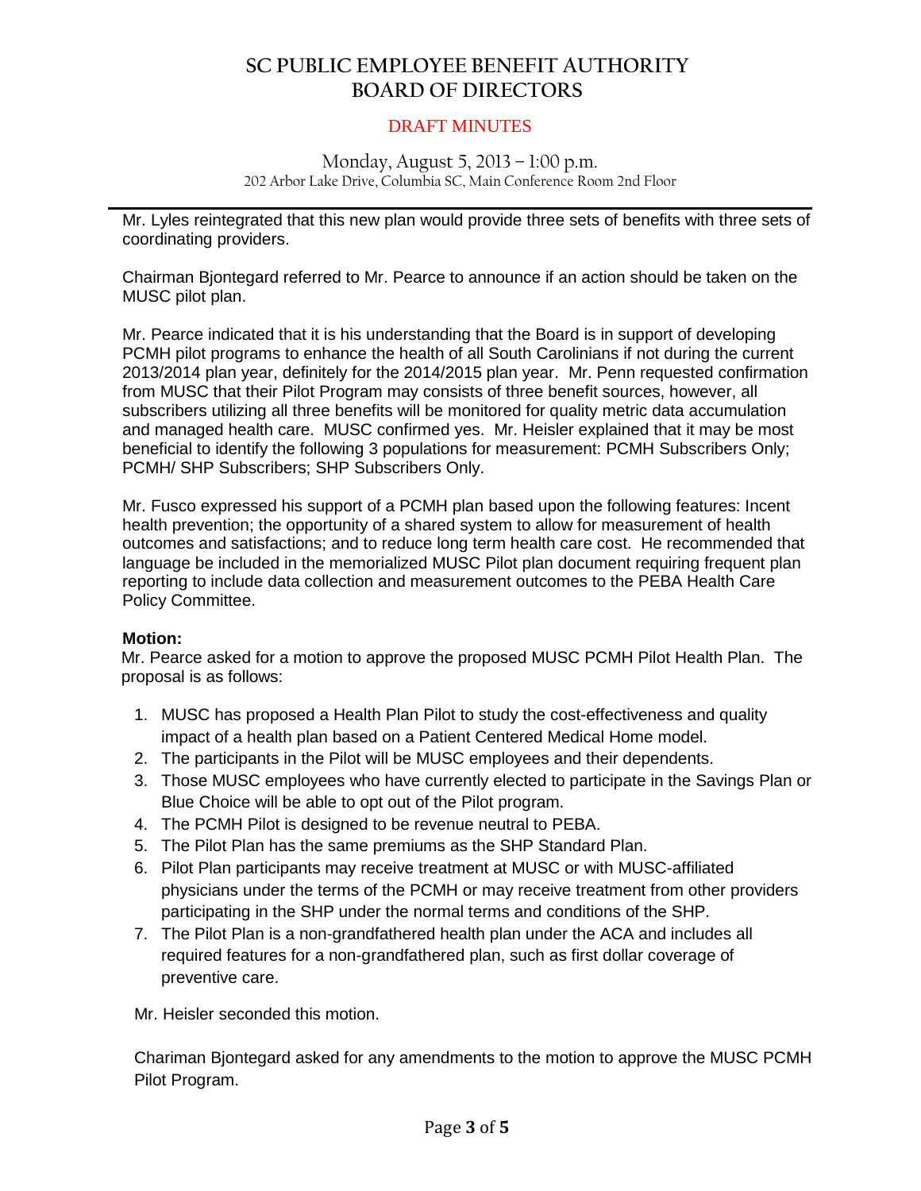Mr. Lyles reintegrated that this new plan would provide three sets of benefits with three sets of coordinating providers.

Chairman Bjontegard referred to Mr. Pearce to announce if an action should be taken on the MUSC pilot plan.

Mr. Pearce indicated that it is his understanding that the Board is in support of developing PCMH pilot programs to enhance the health of all South Carolinians if not during the current 2013/2014 plan year, definitely for the 2014/2015 plan year. Mr. Penn requested confirmation from MUSC that their Pilot Program may consists of three benefit sources, however, all subscribers utilizing all three benefits will be monitored for quality metric data accumulation and managed health care. MUSC confirmed yes. Mr. Heisler explained that it may be most beneficial to identify the following 3 populations for measurement: PCMH Subscribers Only; PCMH/ SHP Subscribers; SHP Subscribers Only.

Mr. Fusco expressed his support of a PCMH plan based upon the following features: Incent health prevention; the opportunity of a shared system to allow for measurement of health outcomes and satisfactions; and to reduce long term health care cost. He recommended that language be included in the memorialized MUSC Pilot plan document requiring frequent plan reporting to include data collection and measurement outcomes to the PEBA Health Care Policy Committee.

**Motion:**
Mr. Pearce asked for a motion to approve the proposed MUSC PCMH Pilot Health Plan. The proposal is as follows:

1. MUSC has proposed a Health Plan Pilot to study the cost-effectiveness and quality impact of a health plan based on a Patient Centered Medical Home model.
2. The participants in the Pilot will be MUSC employees and their dependents.
3. Those MUSC employees who have currently elected to participate in the Savings Plan or Blue Choice will be able to opt out of the Pilot program.
4. The PCMH Pilot is designed to be revenue neutral to PEBA.
5. The Pilot Plan has the same premiums as the SHP Standard Plan.
6. Pilot Plan participants may receive treatment at MUSC or with MUSC-affiliated physicians under the terms of the PCMH or may receive treatment from other providers participating in the SHP under the normal terms and conditions of the SHP.
7. The Pilot Plan is a non-grandfathered health plan under the ACA and includes all required features for a non-grandfathered plan, such as first dollar coverage of preventive care.

Mr. Heisler seconded this motion.

Chariman Bjontegard asked for any amendments to the motion to approve the MUSC PCMH Pilot Program.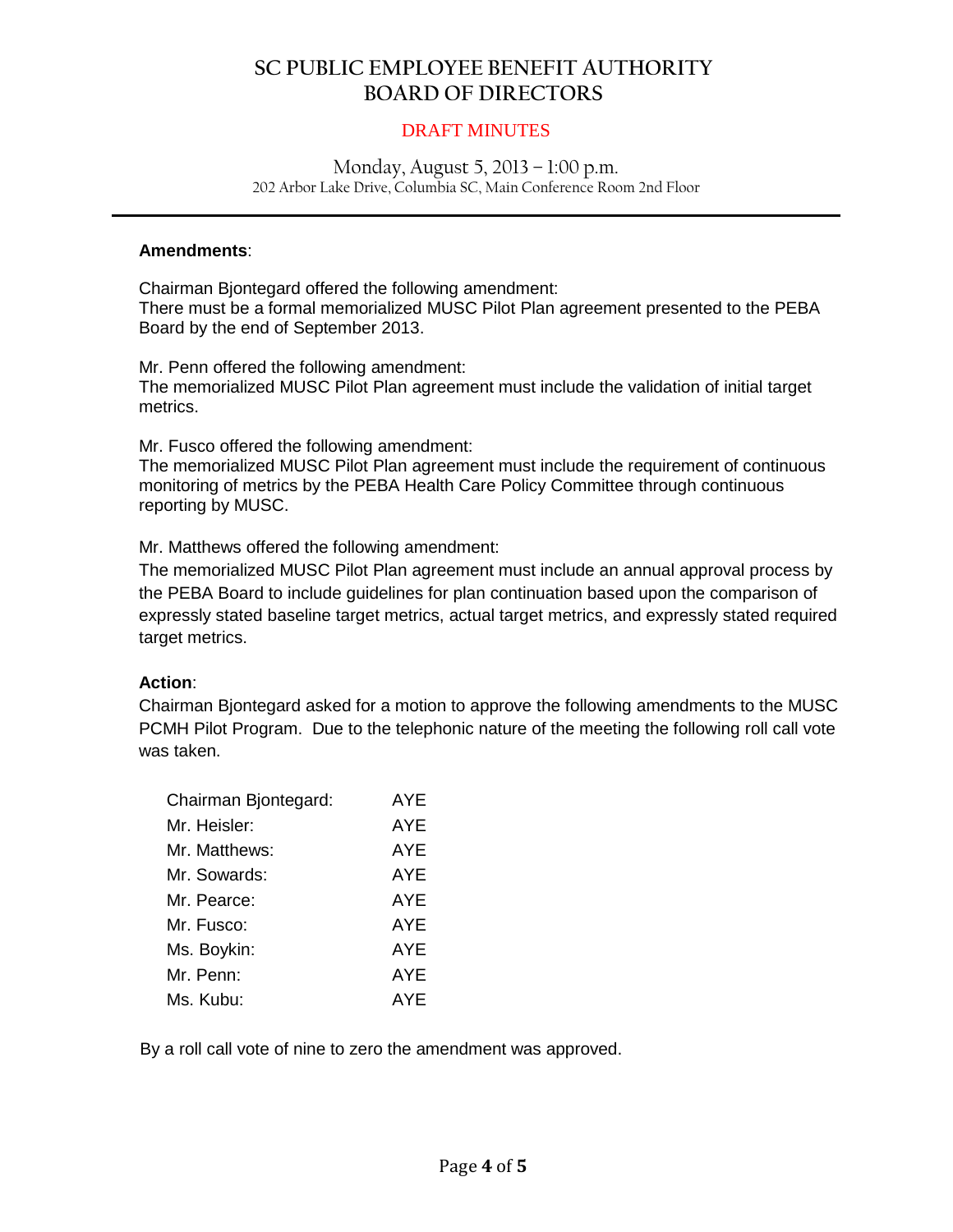# SC PUBLIC EMPLOYEE BENEFIT AUTHORITY BOARD OF DIRECTORS

DRAFT MINUTES

Monday, August 5, 2013 – 1:00 p.m.
202 Arbor Lake Drive, Columbia SC, Main Conference Room 2nd Floor

**Amendments**:

Chairman Bjontegard offered the following amendment:
There must be a formal memorialized MUSC Pilot Plan agreement presented to the PEBA Board by the end of September 2013.

Mr. Penn offered the following amendment:
The memorialized MUSC Pilot Plan agreement must include the validation of initial target metrics.

Mr. Fusco offered the following amendment:
The memorialized MUSC Pilot Plan agreement must include the requirement of continuous monitoring of metrics by the PEBA Health Care Policy Committee through continuous reporting by MUSC.

Mr. Matthews offered the following amendment:
The memorialized MUSC Pilot Plan agreement must include an annual approval process by the PEBA Board to include guidelines for plan continuation based upon the comparison of expressly stated baseline target metrics, actual target metrics, and expressly stated required target metrics.

**Action**:
Chairman Bjontegard asked for a motion to approve the following amendments to the MUSC PCMH Pilot Program. Due to the telephonic nature of the meeting the following roll call vote was taken.

| | |
|---|---|
| Chairman Bjontegard: | AYE |
| Mr. Heisler: | AYE |
| Mr. Matthews: | AYE |
| Mr. Sowards: | AYE |
| Mr. Pearce: | AYE |
| Mr. Fusco: | AYE |
| Ms. Boykin: | AYE |
| Mr. Penn: | AYE |
| Ms. Kubu: | AYE |

By a roll call vote of nine to zero the amendment was approved.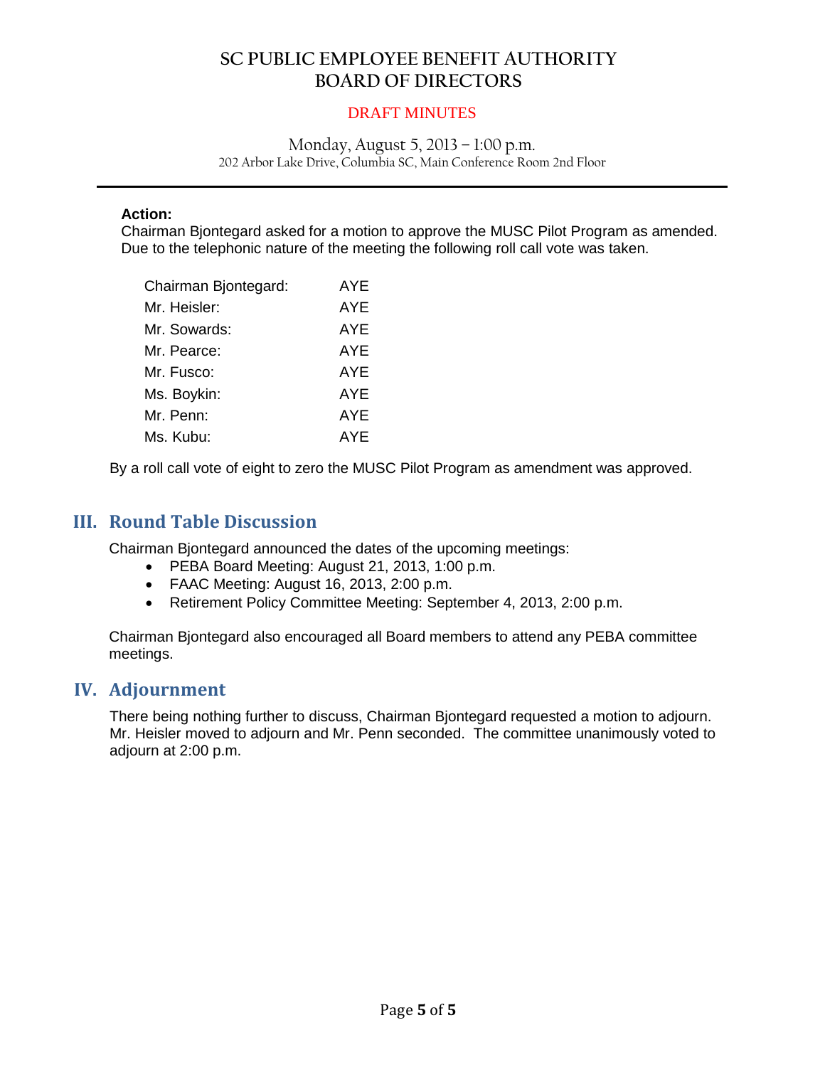# SC PUBLIC EMPLOYEE BENEFIT AUTHORITY BOARD OF DIRECTORS

DRAFT MINUTES

Monday, August 5, 2013 – 1:00 p.m.
202 Arbor Lake Drive, Columbia SC, Main Conference Room 2nd Floor

---

**Action:**
Chairman Bjontegard asked for a motion to approve the MUSC Pilot Program as amended. Due to the telephonic nature of the meeting the following roll call vote was taken.

| | |
|---|---|
| Chairman Bjontegard: | AYE |
| Mr. Heisler: | AYE |
| Mr. Sowards: | AYE |
| Mr. Pearce: | AYE |
| Mr. Fusco: | AYE |
| Ms. Boykin: | AYE |
| Mr. Penn: | AYE |
| Ms. Kubu: | AYE |

By a roll call vote of eight to zero the MUSC Pilot Program as amendment was approved.

## III. Round Table Discussion

Chairman Bjontegard announced the dates of the upcoming meetings:

- PEBA Board Meeting: August 21, 2013, 1:00 p.m.
- FAAC Meeting: August 16, 2013, 2:00 p.m.
- Retirement Policy Committee Meeting: September 4, 2013, 2:00 p.m.

Chairman Bjontegard also encouraged all Board members to attend any PEBA committee meetings.

## IV. Adjournment

There being nothing further to discuss, Chairman Bjontegard requested a motion to adjourn. Mr. Heisler moved to adjourn and Mr. Penn seconded. The committee unanimously voted to adjourn at 2:00 p.m.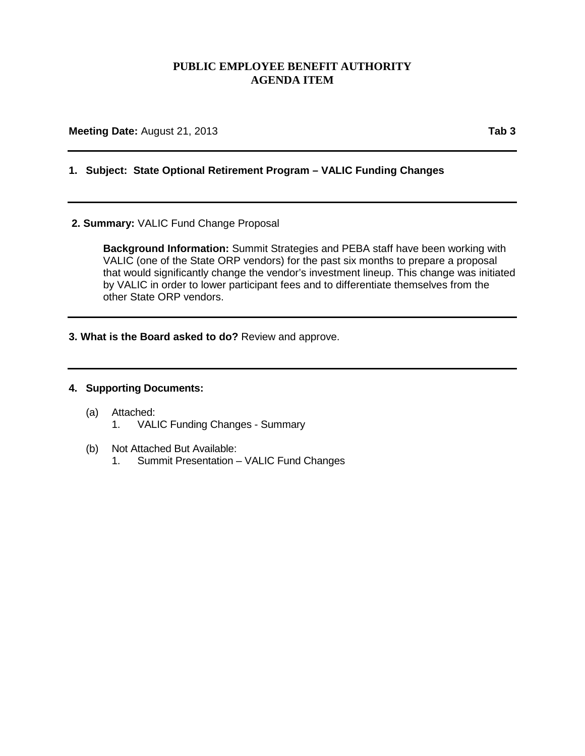# PUBLIC EMPLOYEE BENEFIT AUTHORITY
# AGENDA ITEM

**Meeting Date:** August 21, 2013 **Tab 3**

---

**1. Subject: State Optional Retirement Program – VALIC Funding Changes**

---

**2. Summary:** VALIC Fund Change Proposal

**Background Information:** Summit Strategies and PEBA staff have been working with VALIC (one of the State ORP vendors) for the past six months to prepare a proposal that would significantly change the vendor's investment lineup. This change was initiated by VALIC in order to lower participant fees and to differentiate themselves from the other State ORP vendors.

---

**3. What is the Board asked to do?** Review and approve.

---

**4. Supporting Documents:**

(a) Attached:
   1. VALIC Funding Changes - Summary

(b) Not Attached But Available:
   1. Summit Presentation – VALIC Fund Changes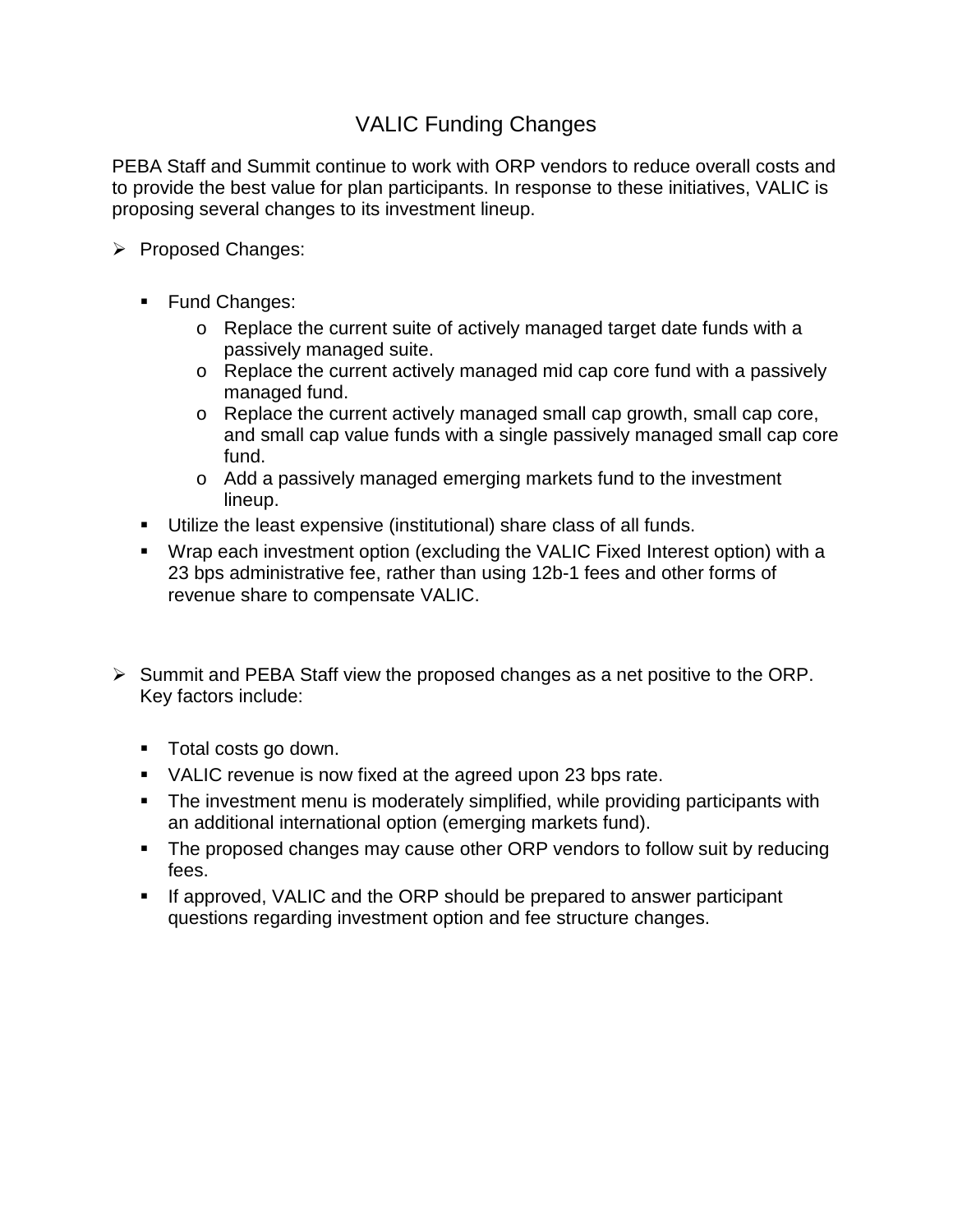# VALIC Funding Changes

PEBA Staff and Summit continue to work with ORP vendors to reduce overall costs and to provide the best value for plan participants. In response to these initiatives, VALIC is proposing several changes to its investment lineup.

- Proposed Changes:

  - Fund Changes:
    - Replace the current suite of actively managed target date funds with a passively managed suite.
    - Replace the current actively managed mid cap core fund with a passively managed fund.
    - Replace the current actively managed small cap growth, small cap core, and small cap value funds with a single passively managed small cap core fund.
    - Add a passively managed emerging markets fund to the investment lineup.
  - Utilize the least expensive (institutional) share class of all funds.
  - Wrap each investment option (excluding the VALIC Fixed Interest option) with a 23 bps administrative fee, rather than using 12b-1 fees and other forms of revenue share to compensate VALIC.

- Summit and PEBA Staff view the proposed changes as a net positive to the ORP. Key factors include:

  - Total costs go down.
  - VALIC revenue is now fixed at the agreed upon 23 bps rate.
  - The investment menu is moderately simplified, while providing participants with an additional international option (emerging markets fund).
  - The proposed changes may cause other ORP vendors to follow suit by reducing fees.
  - If approved, VALIC and the ORP should be prepared to answer participant questions regarding investment option and fee structure changes.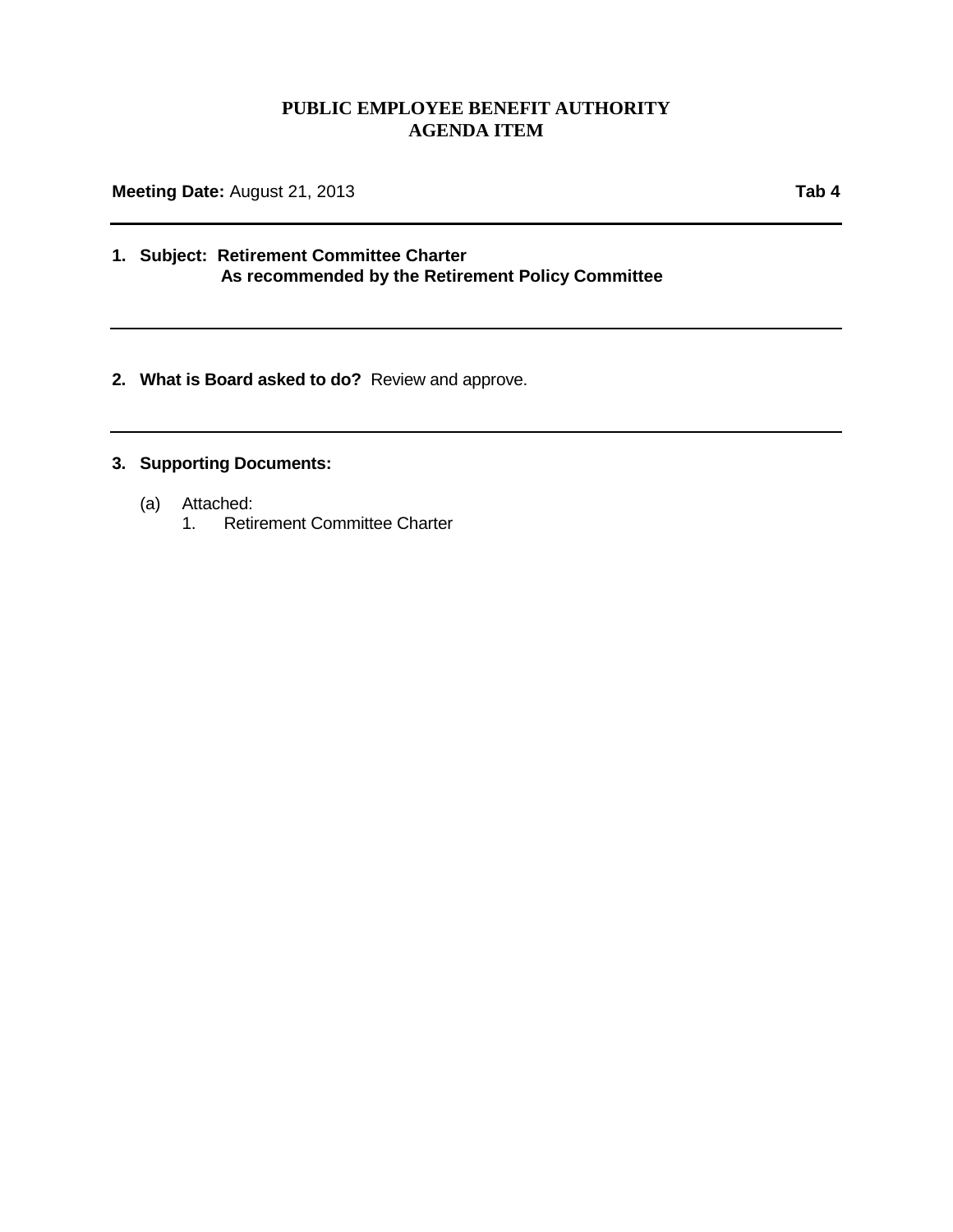# PUBLIC EMPLOYEE BENEFIT AUTHORITY
# AGENDA ITEM

**Meeting Date:** August 21, 2013 **Tab 4**

---

**1. Subject: Retirement Committee Charter**
**As recommended by the Retirement Policy Committee**

---

**2. What is Board asked to do?** Review and approve.

---

**3. Supporting Documents:**

(a) Attached:
1. Retirement Committee Charter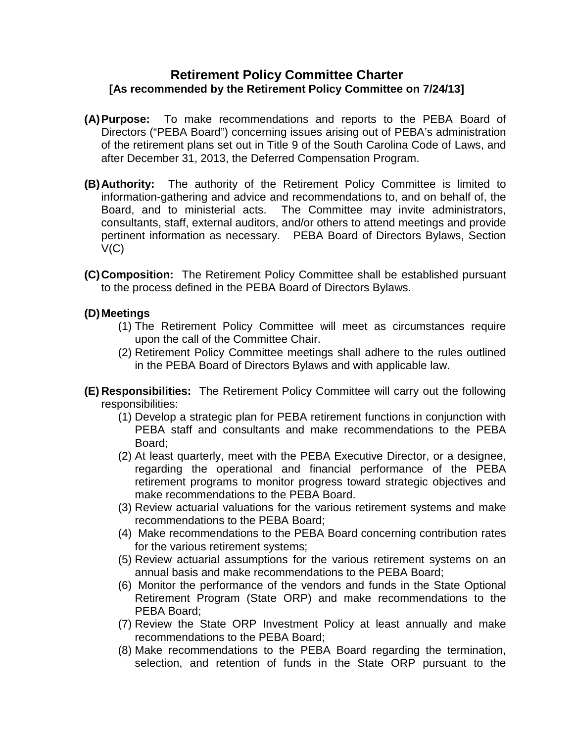# Retirement Policy Committee Charter

**[As recommended by the Retirement Policy Committee on 7/24/13]**

**(A) Purpose:** To make recommendations and reports to the PEBA Board of Directors ("PEBA Board") concerning issues arising out of PEBA's administration of the retirement plans set out in Title 9 of the South Carolina Code of Laws, and after December 31, 2013, the Deferred Compensation Program.

**(B) Authority:** The authority of the Retirement Policy Committee is limited to information-gathering and advice and recommendations to, and on behalf of, the Board, and to ministerial acts. The Committee may invite administrators, consultants, staff, external auditors, and/or others to attend meetings and provide pertinent information as necessary. PEBA Board of Directors Bylaws, Section V(C)

**(C) Composition:** The Retirement Policy Committee shall be established pursuant to the process defined in the PEBA Board of Directors Bylaws.

**(D) Meetings**

(1) The Retirement Policy Committee will meet as circumstances require upon the call of the Committee Chair.

(2) Retirement Policy Committee meetings shall adhere to the rules outlined in the PEBA Board of Directors Bylaws and with applicable law.

**(E) Responsibilities:** The Retirement Policy Committee will carry out the following responsibilities:

(1) Develop a strategic plan for PEBA retirement functions in conjunction with PEBA staff and consultants and make recommendations to the PEBA Board;

(2) At least quarterly, meet with the PEBA Executive Director, or a designee, regarding the operational and financial performance of the PEBA retirement programs to monitor progress toward strategic objectives and make recommendations to the PEBA Board.

(3) Review actuarial valuations for the various retirement systems and make recommendations to the PEBA Board;

(4) Make recommendations to the PEBA Board concerning contribution rates for the various retirement systems;

(5) Review actuarial assumptions for the various retirement systems on an annual basis and make recommendations to the PEBA Board;

(6) Monitor the performance of the vendors and funds in the State Optional Retirement Program (State ORP) and make recommendations to the PEBA Board;

(7) Review the State ORP Investment Policy at least annually and make recommendations to the PEBA Board;

(8) Make recommendations to the PEBA Board regarding the termination, selection, and retention of funds in the State ORP pursuant to the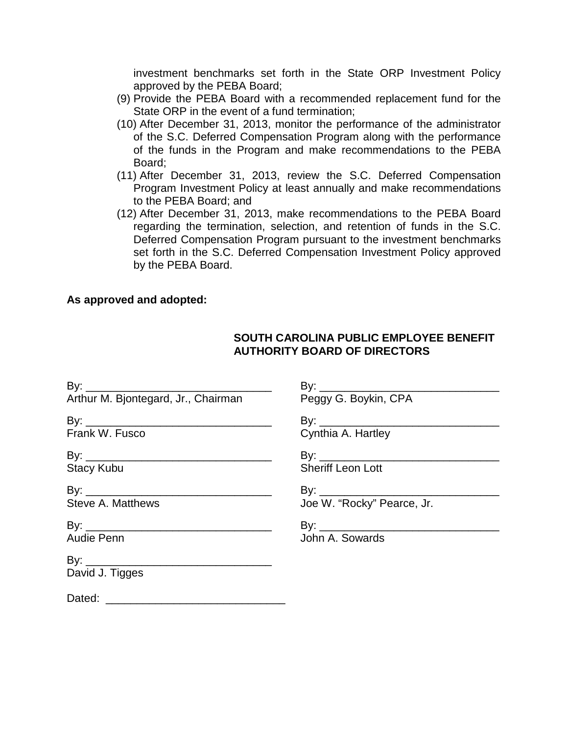investment benchmarks set forth in the State ORP Investment Policy approved by the PEBA Board;

(9) Provide the PEBA Board with a recommended replacement fund for the State ORP in the event of a fund termination;

(10) After December 31, 2013, monitor the performance of the administrator of the S.C. Deferred Compensation Program along with the performance of the funds in the Program and make recommendations to the PEBA Board;

(11) After December 31, 2013, review the S.C. Deferred Compensation Program Investment Policy at least annually and make recommendations to the PEBA Board; and

(12) After December 31, 2013, make recommendations to the PEBA Board regarding the termination, selection, and retention of funds in the S.C. Deferred Compensation Program pursuant to the investment benchmarks set forth in the S.C. Deferred Compensation Investment Policy approved by the PEBA Board.

**As approved and adopted:**

**SOUTH CAROLINA PUBLIC EMPLOYEE BENEFIT AUTHORITY BOARD OF DIRECTORS**

By: ______________________________
Arthur M. Bjontegard, Jr., Chairman

By: ______________________________
Peggy G. Boykin, CPA

By: ______________________________
Frank W. Fusco

By: ______________________________
Cynthia A. Hartley

By: ______________________________
Stacy Kubu

By: ______________________________
Sheriff Leon Lott

By: ______________________________
Steve A. Matthews

By: ______________________________
Joe W. "Rocky" Pearce, Jr.

By: ______________________________
Audie Penn

By: ______________________________
John A. Sowards

By: ______________________________
David J. Tigges

Dated: ____________________________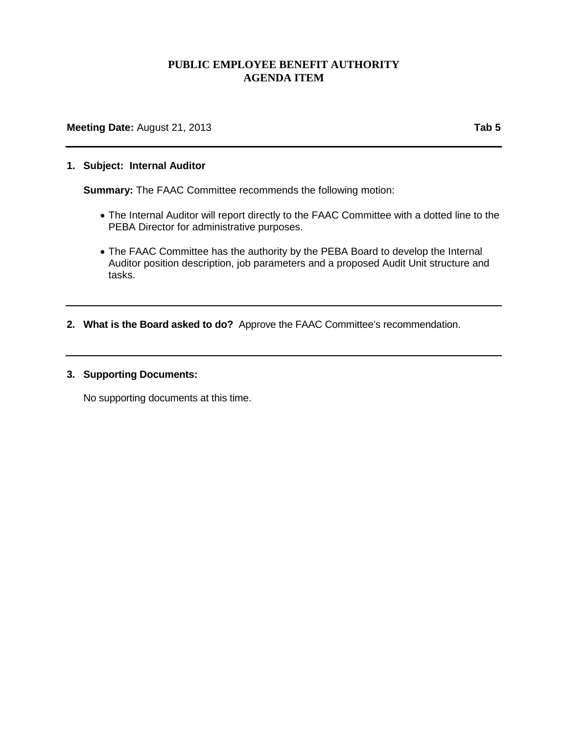# PUBLIC EMPLOYEE BENEFIT AUTHORITY
## AGENDA ITEM

**Meeting Date:** August 21, 2013 **Tab 5**

---

**1. Subject: Internal Auditor**

**Summary:** The FAAC Committee recommends the following motion:

- The Internal Auditor will report directly to the FAAC Committee with a dotted line to the PEBA Director for administrative purposes.

- The FAAC Committee has the authority by the PEBA Board to develop the Internal Auditor position description, job parameters and a proposed Audit Unit structure and tasks.

---

**2. What is the Board asked to do?** Approve the FAAC Committee's recommendation.

---

**3. Supporting Documents:**

No supporting documents at this time.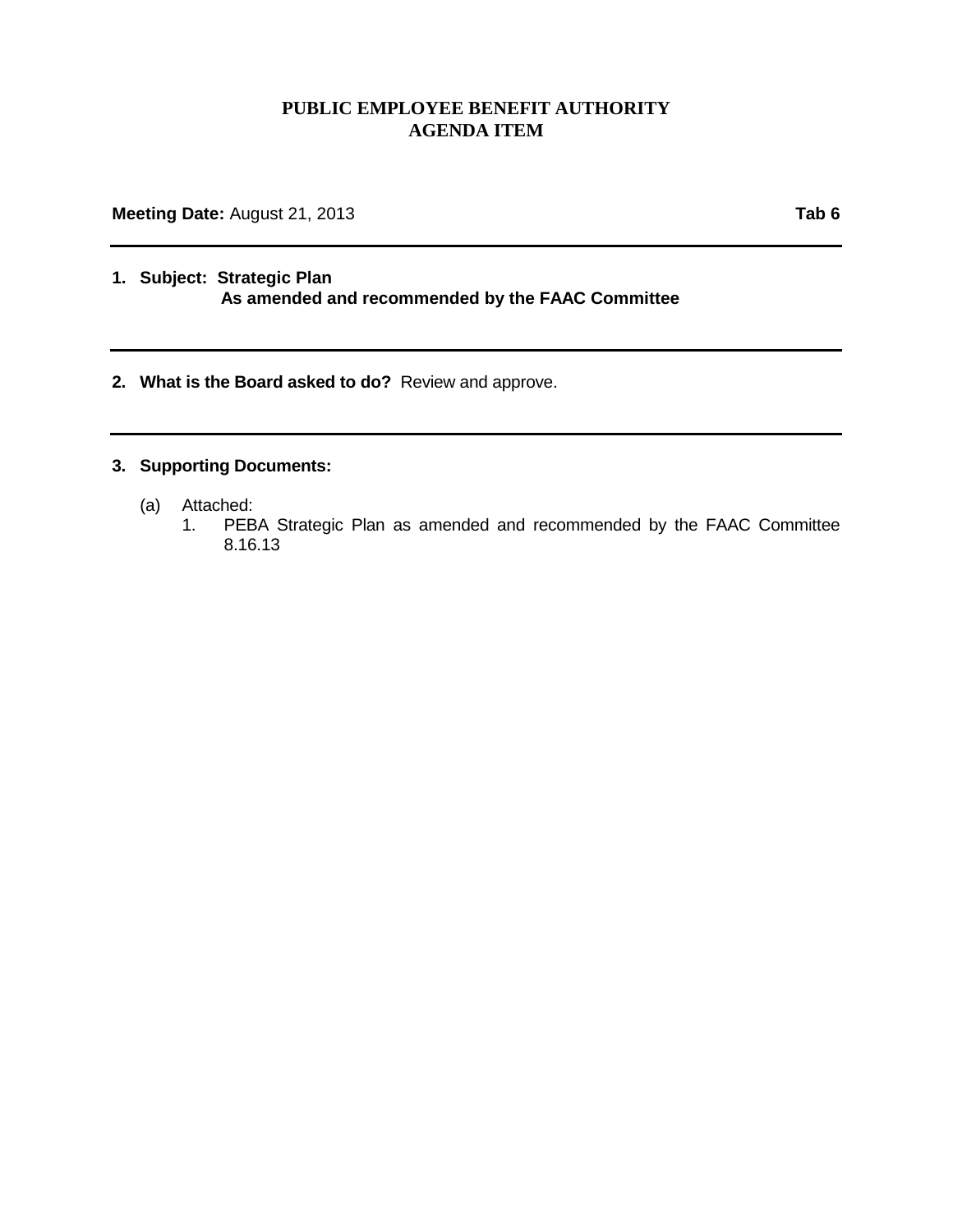# PUBLIC EMPLOYEE BENEFIT AUTHORITY
# AGENDA ITEM

**Meeting Date:** August 21, 2013 **Tab 6**

---

**1. Subject: Strategic Plan**
**As amended and recommended by the FAAC Committee**

---

**2. What is the Board asked to do?** Review and approve.

---

**3. Supporting Documents:**

(a) Attached:
1. PEBA Strategic Plan as amended and recommended by the FAAC Committee 8.16.13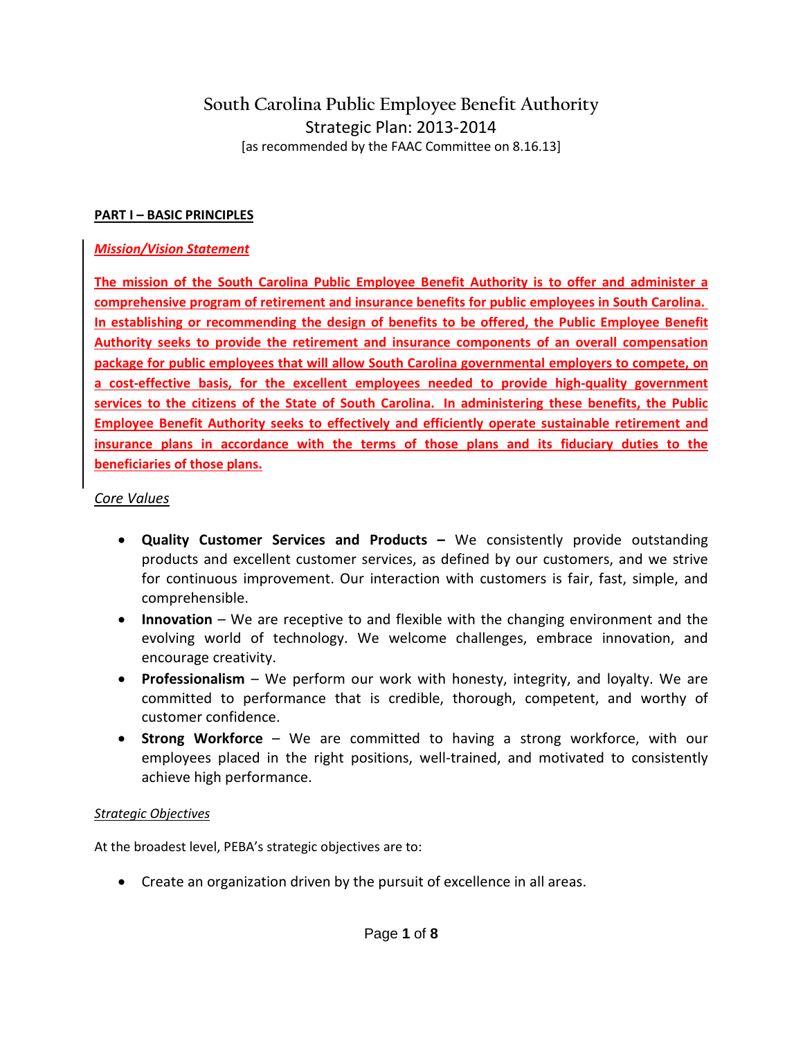# South Carolina Public Employee Benefit Authority

Strategic Plan: 2013-2014

[as recommended by the FAAC Committee on 8.16.13]

## PART I – BASIC PRINCIPLES

### *Mission/Vision Statement*

**The mission of the South Carolina Public Employee Benefit Authority is to offer and administer a comprehensive program of retirement and insurance benefits for public employees in South Carolina. In establishing or recommending the design of benefits to be offered, the Public Employee Benefit Authority seeks to provide the retirement and insurance components of an overall compensation package for public employees that will allow South Carolina governmental employers to compete, on a cost-effective basis, for the excellent employees needed to provide high-quality government services to the citizens of the State of South Carolina. In administering these benefits, the Public Employee Benefit Authority seeks to effectively and efficiently operate sustainable retirement and insurance plans in accordance with the terms of those plans and its fiduciary duties to the beneficiaries of those plans.**

### *Core Values*

- **Quality Customer Services and Products –** We consistently provide outstanding products and excellent customer services, as defined by our customers, and we strive for continuous improvement. Our interaction with customers is fair, fast, simple, and comprehensible.
- **Innovation** – We are receptive to and flexible with the changing environment and the evolving world of technology. We welcome challenges, embrace innovation, and encourage creativity.
- **Professionalism** – We perform our work with honesty, integrity, and loyalty. We are committed to performance that is credible, thorough, competent, and worthy of customer confidence.
- **Strong Workforce** – We are committed to having a strong workforce, with our employees placed in the right positions, well-trained, and motivated to consistently achieve high performance.

### *Strategic Objectives*

At the broadest level, PEBA's strategic objectives are to:

- Create an organization driven by the pursuit of excellence in all areas.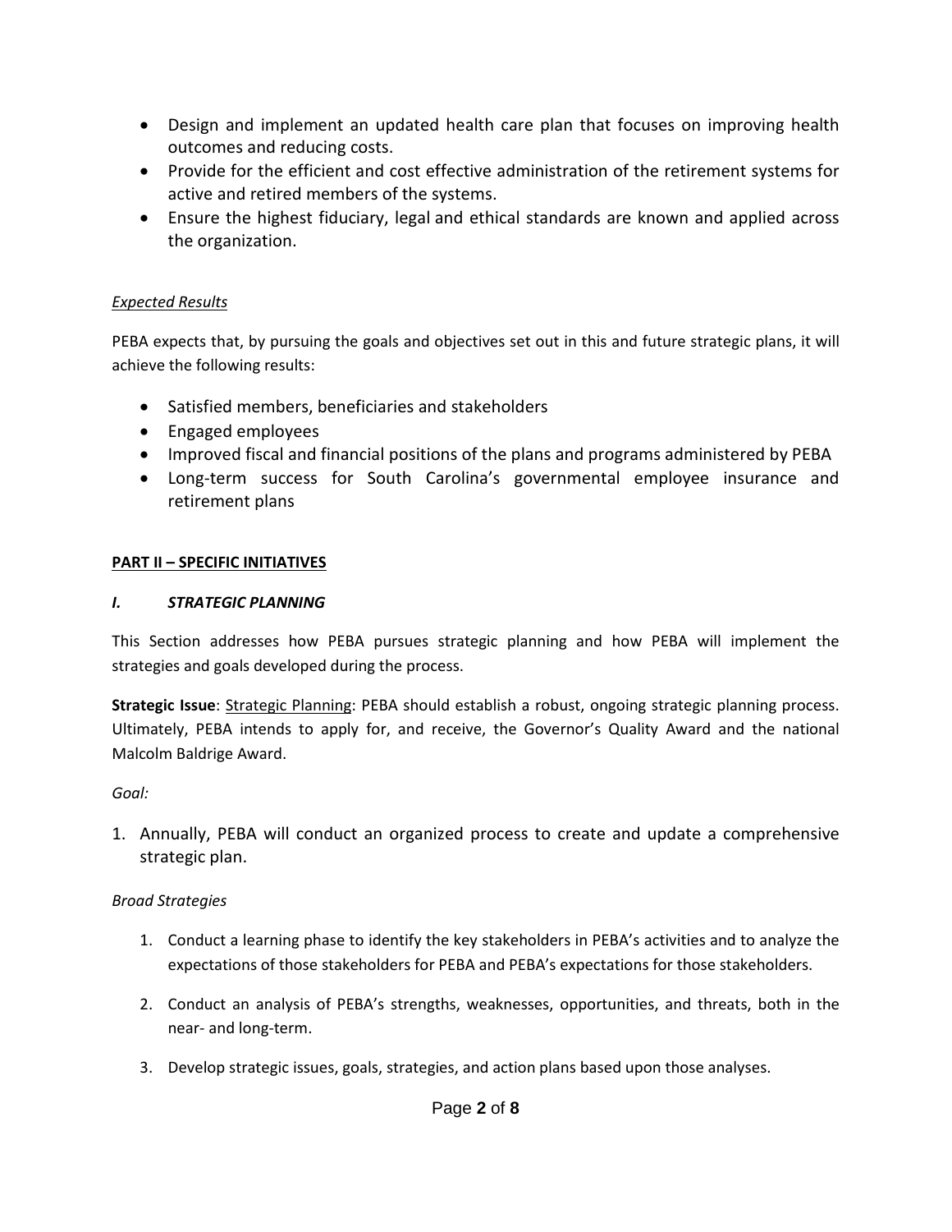- Design and implement an updated health care plan that focuses on improving health outcomes and reducing costs.
- Provide for the efficient and cost effective administration of the retirement systems for active and retired members of the systems.
- Ensure the highest fiduciary, legal and ethical standards are known and applied across the organization.

*Expected Results*

PEBA expects that, by pursuing the goals and objectives set out in this and future strategic plans, it will achieve the following results:

- Satisfied members, beneficiaries and stakeholders
- Engaged employees
- Improved fiscal and financial positions of the plans and programs administered by PEBA
- Long-term success for South Carolina's governmental employee insurance and retirement plans

## PART II – SPECIFIC INITIATIVES

### *I. STRATEGIC PLANNING*

This Section addresses how PEBA pursues strategic planning and how PEBA will implement the strategies and goals developed during the process.

**Strategic Issue**: Strategic Planning: PEBA should establish a robust, ongoing strategic planning process. Ultimately, PEBA intends to apply for, and receive, the Governor's Quality Award and the national Malcolm Baldrige Award.

*Goal:*

1. Annually, PEBA will conduct an organized process to create and update a comprehensive strategic plan.

*Broad Strategies*

1. Conduct a learning phase to identify the key stakeholders in PEBA's activities and to analyze the expectations of those stakeholders for PEBA and PEBA's expectations for those stakeholders.

2. Conduct an analysis of PEBA's strengths, weaknesses, opportunities, and threats, both in the near- and long-term.

3. Develop strategic issues, goals, strategies, and action plans based upon those analyses.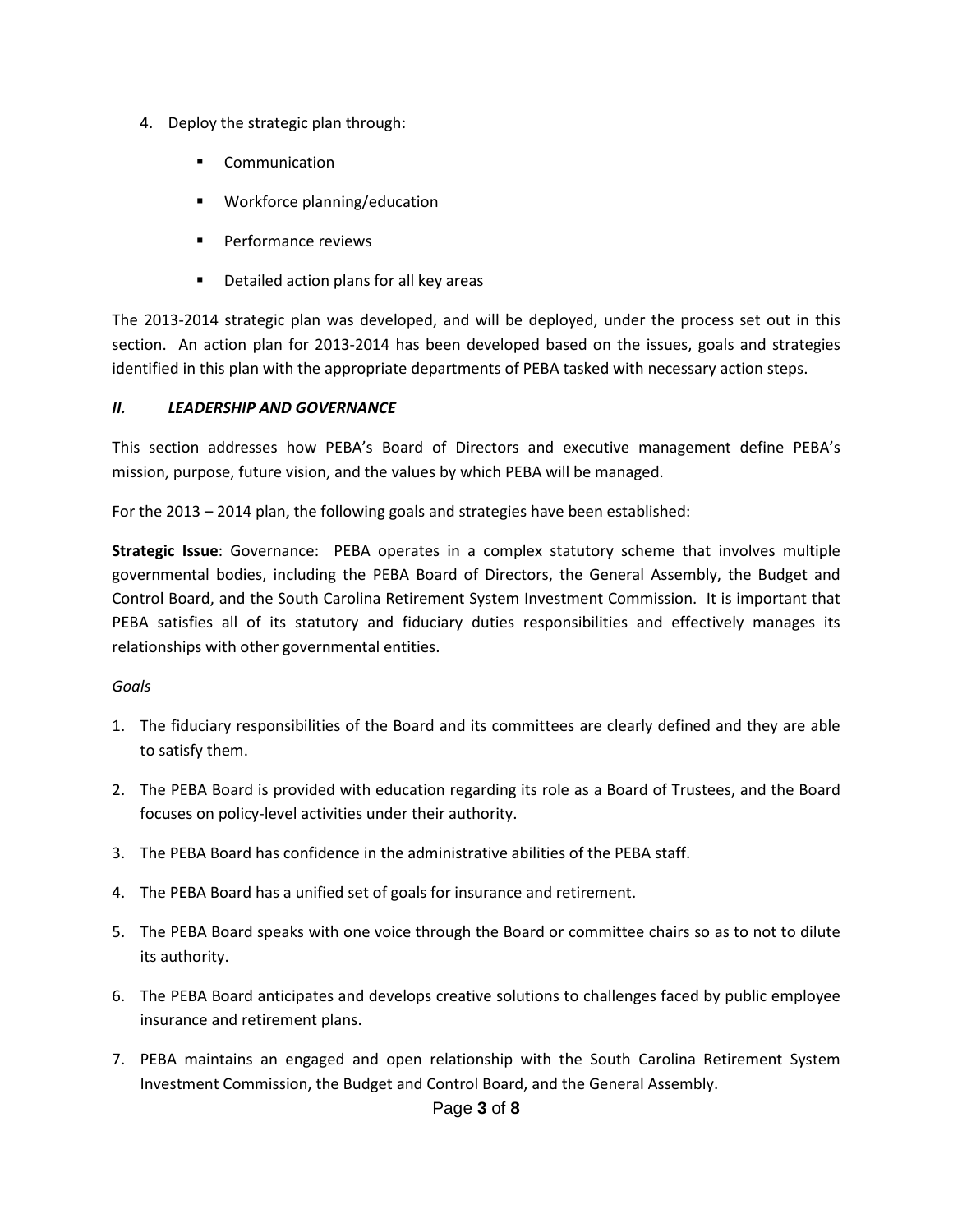4. Deploy the strategic plan through:

    - Communication
    - Workforce planning/education
    - Performance reviews
    - Detailed action plans for all key areas

The 2013-2014 strategic plan was developed, and will be deployed, under the process set out in this section. An action plan for 2013-2014 has been developed based on the issues, goals and strategies identified in this plan with the appropriate departments of PEBA tasked with necessary action steps.

## *II. LEADERSHIP AND GOVERNANCE*

This section addresses how PEBA's Board of Directors and executive management define PEBA's mission, purpose, future vision, and the values by which PEBA will be managed.

For the 2013 – 2014 plan, the following goals and strategies have been established:

**Strategic Issue**: Governance: PEBA operates in a complex statutory scheme that involves multiple governmental bodies, including the PEBA Board of Directors, the General Assembly, the Budget and Control Board, and the South Carolina Retirement System Investment Commission. It is important that PEBA satisfies all of its statutory and fiduciary duties responsibilities and effectively manages its relationships with other governmental entities.

*Goals*

1. The fiduciary responsibilities of the Board and its committees are clearly defined and they are able to satisfy them.
2. The PEBA Board is provided with education regarding its role as a Board of Trustees, and the Board focuses on policy-level activities under their authority.
3. The PEBA Board has confidence in the administrative abilities of the PEBA staff.
4. The PEBA Board has a unified set of goals for insurance and retirement.
5. The PEBA Board speaks with one voice through the Board or committee chairs so as to not to dilute its authority.
6. The PEBA Board anticipates and develops creative solutions to challenges faced by public employee insurance and retirement plans.
7. PEBA maintains an engaged and open relationship with the South Carolina Retirement System Investment Commission, the Budget and Control Board, and the General Assembly.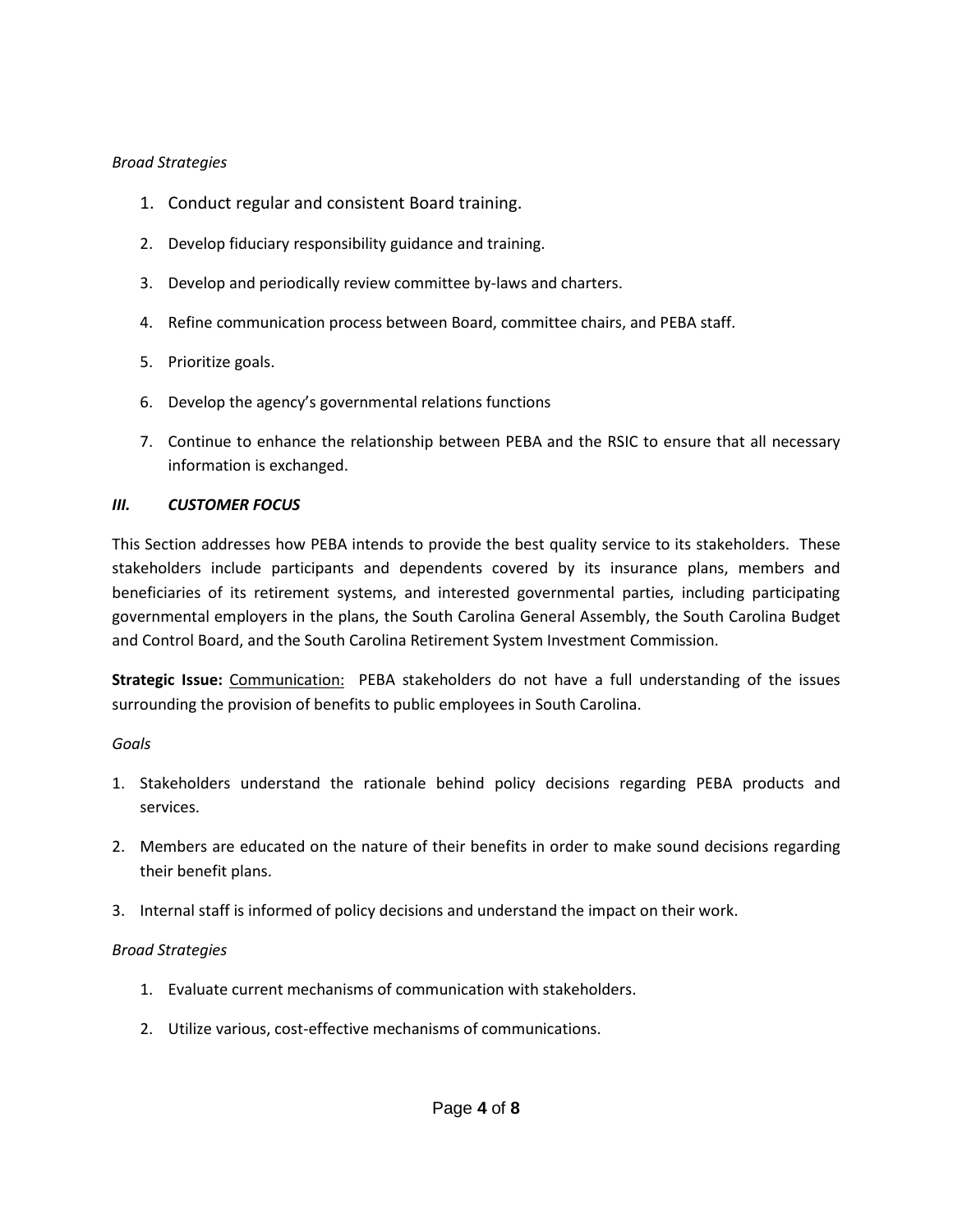*Broad Strategies*

1. Conduct regular and consistent Board training.
2. Develop fiduciary responsibility guidance and training.
3. Develop and periodically review committee by-laws and charters.
4. Refine communication process between Board, committee chairs, and PEBA staff.
5. Prioritize goals.
6. Develop the agency's governmental relations functions
7. Continue to enhance the relationship between PEBA and the RSIC to ensure that all necessary information is exchanged.

### *III. CUSTOMER FOCUS*

This Section addresses how PEBA intends to provide the best quality service to its stakeholders. These stakeholders include participants and dependents covered by its insurance plans, members and beneficiaries of its retirement systems, and interested governmental parties, including participating governmental employers in the plans, the South Carolina General Assembly, the South Carolina Budget and Control Board, and the South Carolina Retirement System Investment Commission.

**Strategic Issue:** <u>Communication:</u> PEBA stakeholders do not have a full understanding of the issues surrounding the provision of benefits to public employees in South Carolina.

*Goals*

1. Stakeholders understand the rationale behind policy decisions regarding PEBA products and services.
2. Members are educated on the nature of their benefits in order to make sound decisions regarding their benefit plans.
3. Internal staff is informed of policy decisions and understand the impact on their work.

*Broad Strategies*

1. Evaluate current mechanisms of communication with stakeholders.
2. Utilize various, cost-effective mechanisms of communications.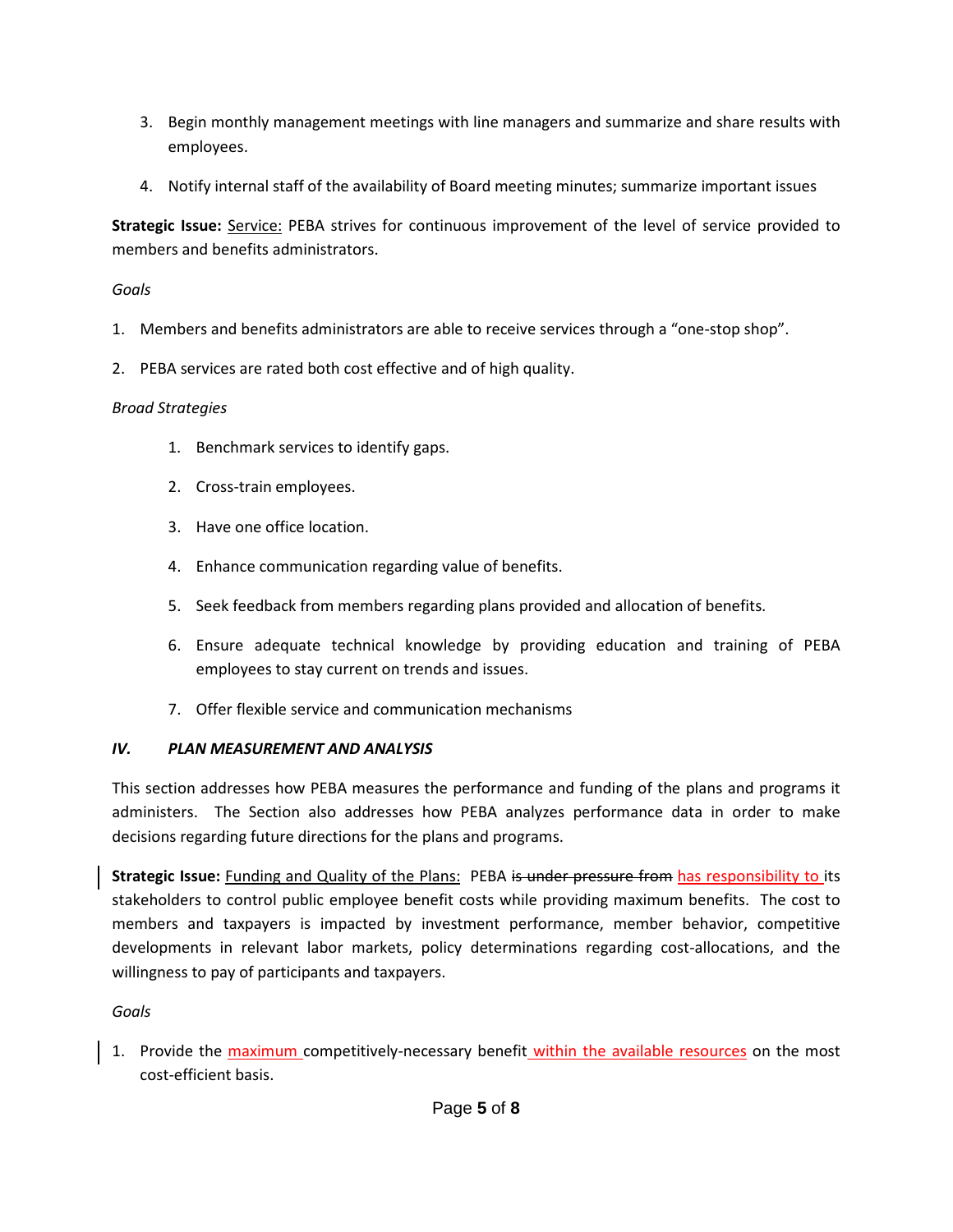3. Begin monthly management meetings with line managers and summarize and share results with employees.

4. Notify internal staff of the availability of Board meeting minutes; summarize important issues

**Strategic Issue:** Service: PEBA strives for continuous improvement of the level of service provided to members and benefits administrators.

*Goals*

1. Members and benefits administrators are able to receive services through a "one-stop shop".

2. PEBA services are rated both cost effective and of high quality.

*Broad Strategies*

1. Benchmark services to identify gaps.

2. Cross-train employees.

3. Have one office location.

4. Enhance communication regarding value of benefits.

5. Seek feedback from members regarding plans provided and allocation of benefits.

6. Ensure adequate technical knowledge by providing education and training of PEBA employees to stay current on trends and issues.

7. Offer flexible service and communication mechanisms

### *IV. PLAN MEASUREMENT AND ANALYSIS*

This section addresses how PEBA measures the performance and funding of the plans and programs it administers. The Section also addresses how PEBA analyzes performance data in order to make decisions regarding future directions for the plans and programs.

**Strategic Issue:** Funding and Quality of the Plans: PEBA ~~is under pressure from~~ has responsibility to its stakeholders to control public employee benefit costs while providing maximum benefits. The cost to members and taxpayers is impacted by investment performance, member behavior, competitive developments in relevant labor markets, policy determinations regarding cost-allocations, and the willingness to pay of participants and taxpayers.

*Goals*

1. Provide the maximum competitively-necessary benefit within the available resources on the most cost-efficient basis.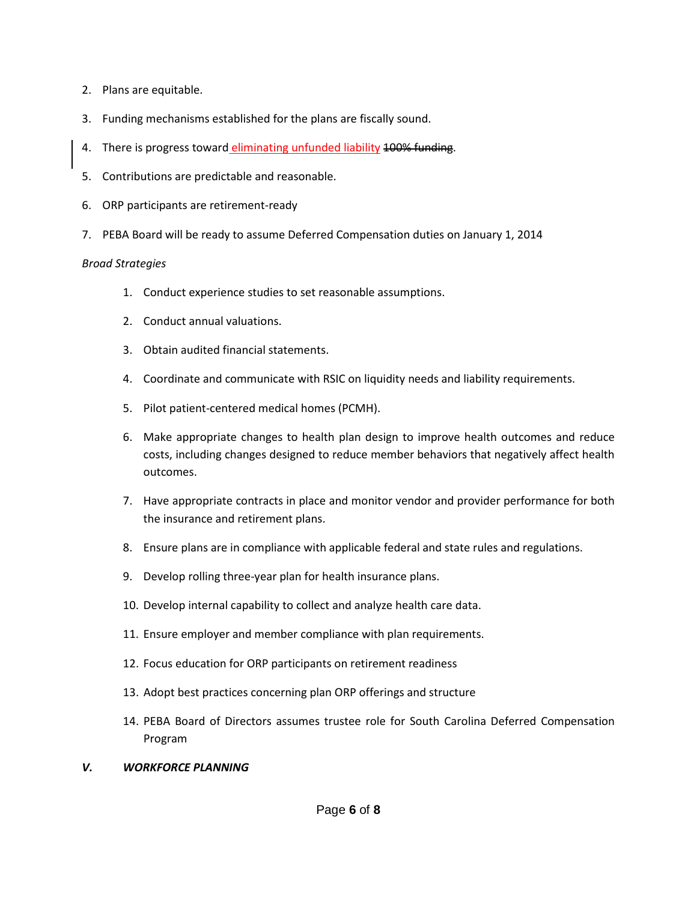2. Plans are equitable.

3. Funding mechanisms established for the plans are fiscally sound.

4. There is progress toward eliminating unfunded liability ~~100% funding~~.

5. Contributions are predictable and reasonable.

6. ORP participants are retirement-ready

7. PEBA Board will be ready to assume Deferred Compensation duties on January 1, 2014

*Broad Strategies*

1. Conduct experience studies to set reasonable assumptions.

2. Conduct annual valuations.

3. Obtain audited financial statements.

4. Coordinate and communicate with RSIC on liquidity needs and liability requirements.

5. Pilot patient-centered medical homes (PCMH).

6. Make appropriate changes to health plan design to improve health outcomes and reduce costs, including changes designed to reduce member behaviors that negatively affect health outcomes.

7. Have appropriate contracts in place and monitor vendor and provider performance for both the insurance and retirement plans.

8. Ensure plans are in compliance with applicable federal and state rules and regulations.

9. Develop rolling three-year plan for health insurance plans.

10. Develop internal capability to collect and analyze health care data.

11. Ensure employer and member compliance with plan requirements.

12. Focus education for ORP participants on retirement readiness

13. Adopt best practices concerning plan ORP offerings and structure

14. PEBA Board of Directors assumes trustee role for South Carolina Deferred Compensation Program

## *V. WORKFORCE PLANNING*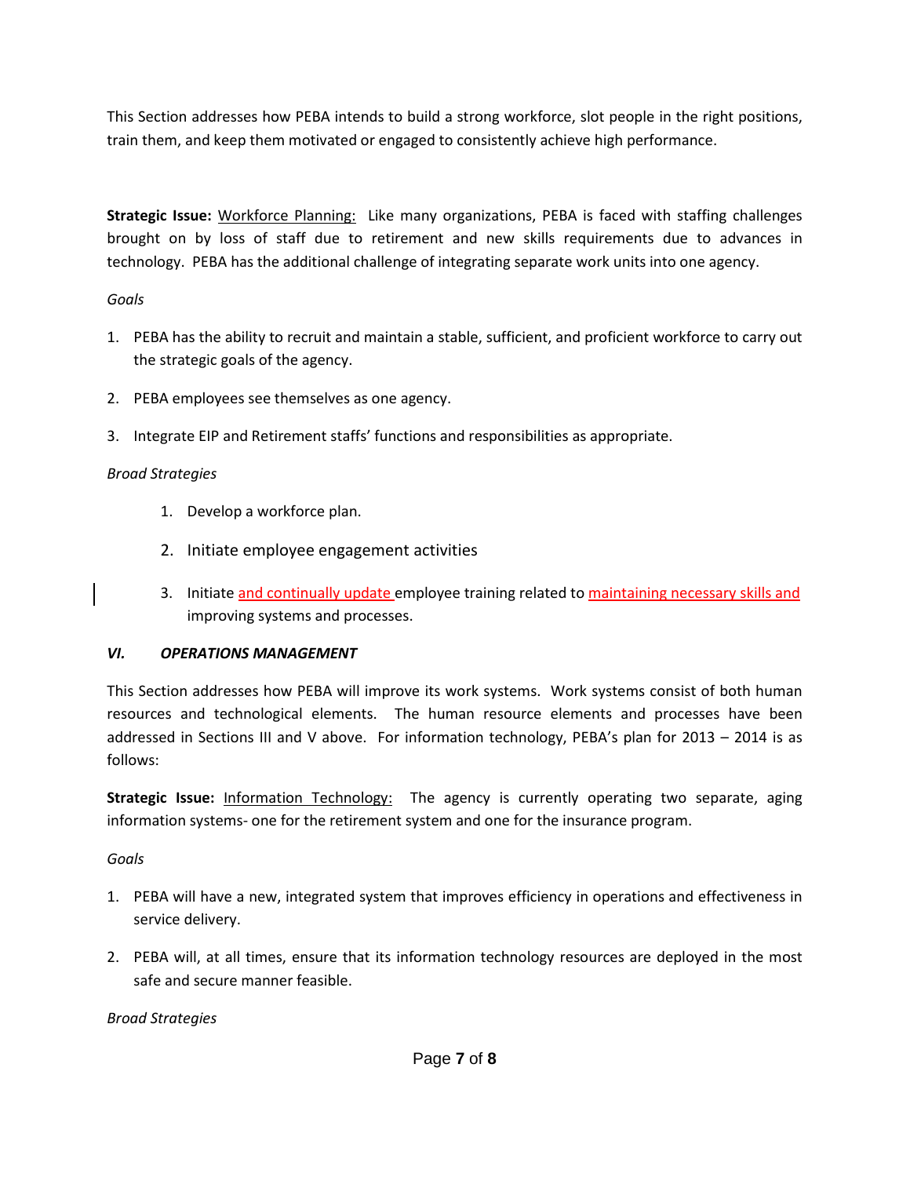This Section addresses how PEBA intends to build a strong workforce, slot people in the right positions, train them, and keep them motivated or engaged to consistently achieve high performance.

**Strategic Issue:** Workforce Planning: Like many organizations, PEBA is faced with staffing challenges brought on by loss of staff due to retirement and new skills requirements due to advances in technology. PEBA has the additional challenge of integrating separate work units into one agency.

*Goals*

1. PEBA has the ability to recruit and maintain a stable, sufficient, and proficient workforce to carry out the strategic goals of the agency.
2. PEBA employees see themselves as one agency.
3. Integrate EIP and Retirement staffs' functions and responsibilities as appropriate.

*Broad Strategies*

1. Develop a workforce plan.
2. Initiate employee engagement activities
3. Initiate and continually update employee training related to maintaining necessary skills and improving systems and processes.

### *VI. OPERATIONS MANAGEMENT*

This Section addresses how PEBA will improve its work systems. Work systems consist of both human resources and technological elements. The human resource elements and processes have been addressed in Sections III and V above. For information technology, PEBA's plan for 2013 – 2014 is as follows:

**Strategic Issue:** Information Technology: The agency is currently operating two separate, aging information systems- one for the retirement system and one for the insurance program.

*Goals*

1. PEBA will have a new, integrated system that improves efficiency in operations and effectiveness in service delivery.
2. PEBA will, at all times, ensure that its information technology resources are deployed in the most safe and secure manner feasible.

*Broad Strategies*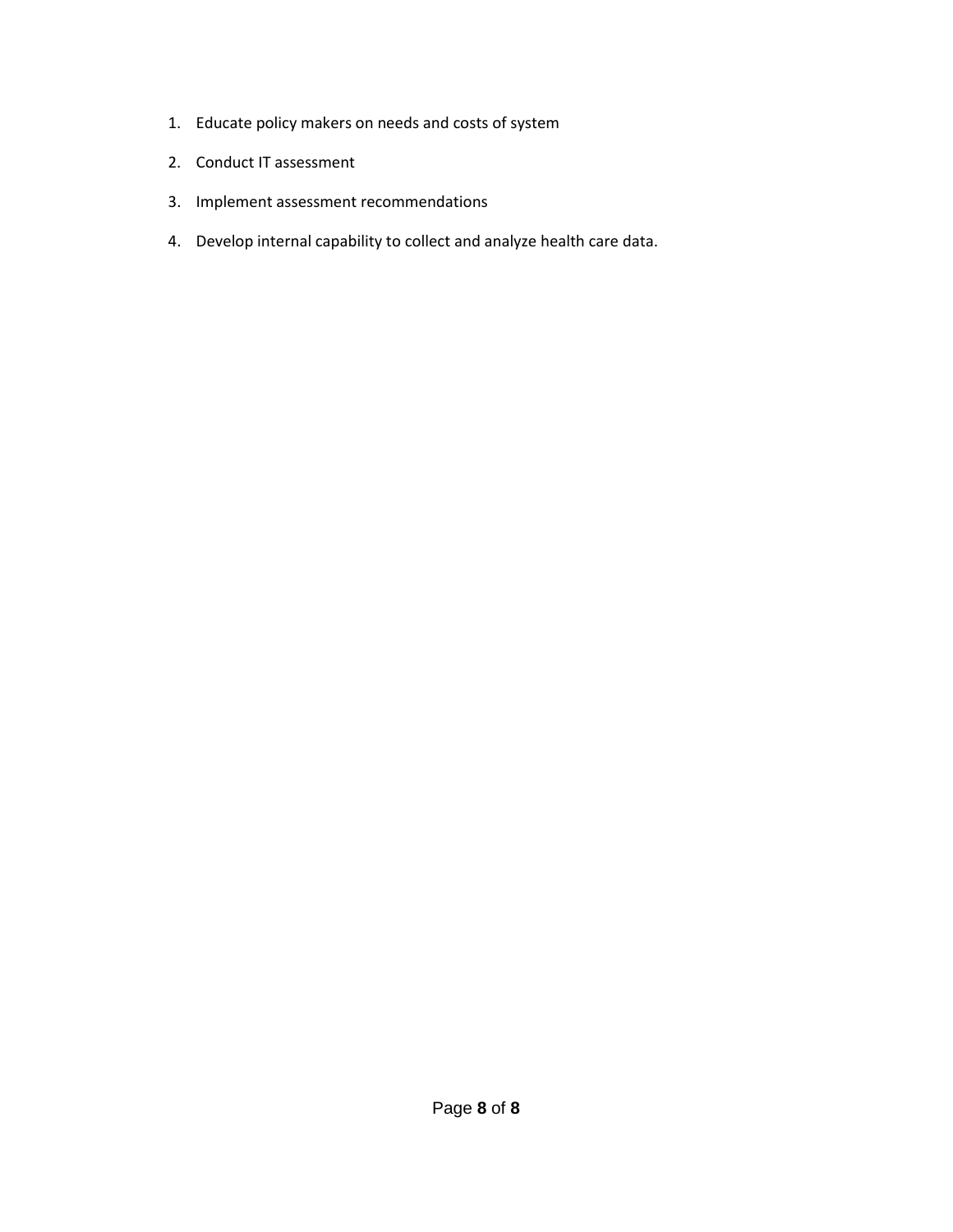1. Educate policy makers on needs and costs of system
2. Conduct IT assessment
3. Implement assessment recommendations
4. Develop internal capability to collect and analyze health care data.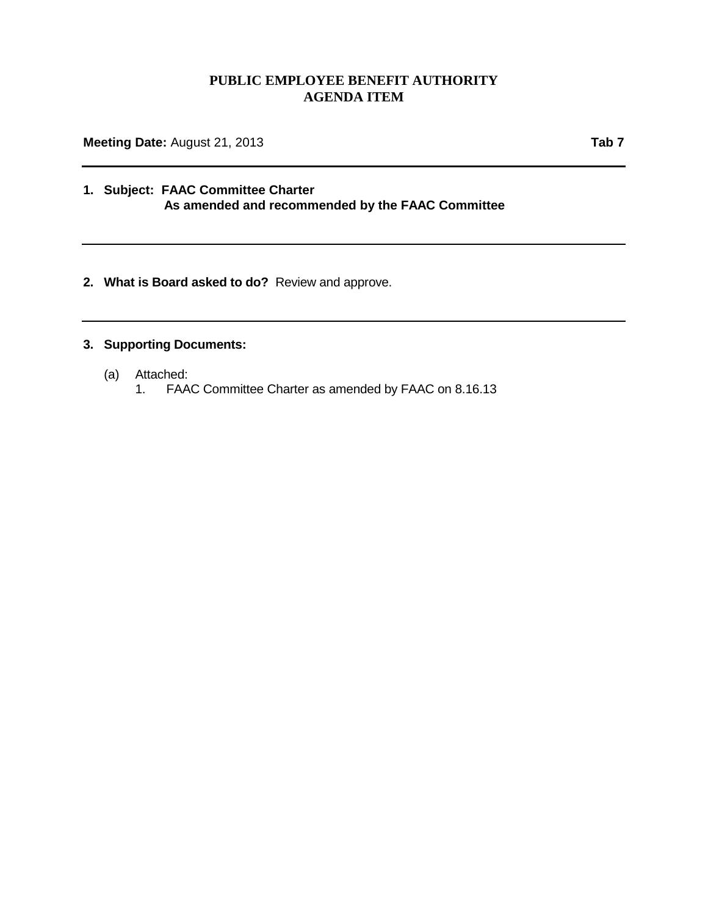# PUBLIC EMPLOYEE BENEFIT AUTHORITY
# AGENDA ITEM

**Meeting Date:** August 21, 2013 **Tab 7**

---

**1. Subject: FAAC Committee Charter**
**As amended and recommended by the FAAC Committee**

---

**2. What is Board asked to do?** Review and approve.

---

**3. Supporting Documents:**

(a) Attached:
1. FAAC Committee Charter as amended by FAAC on 8.16.13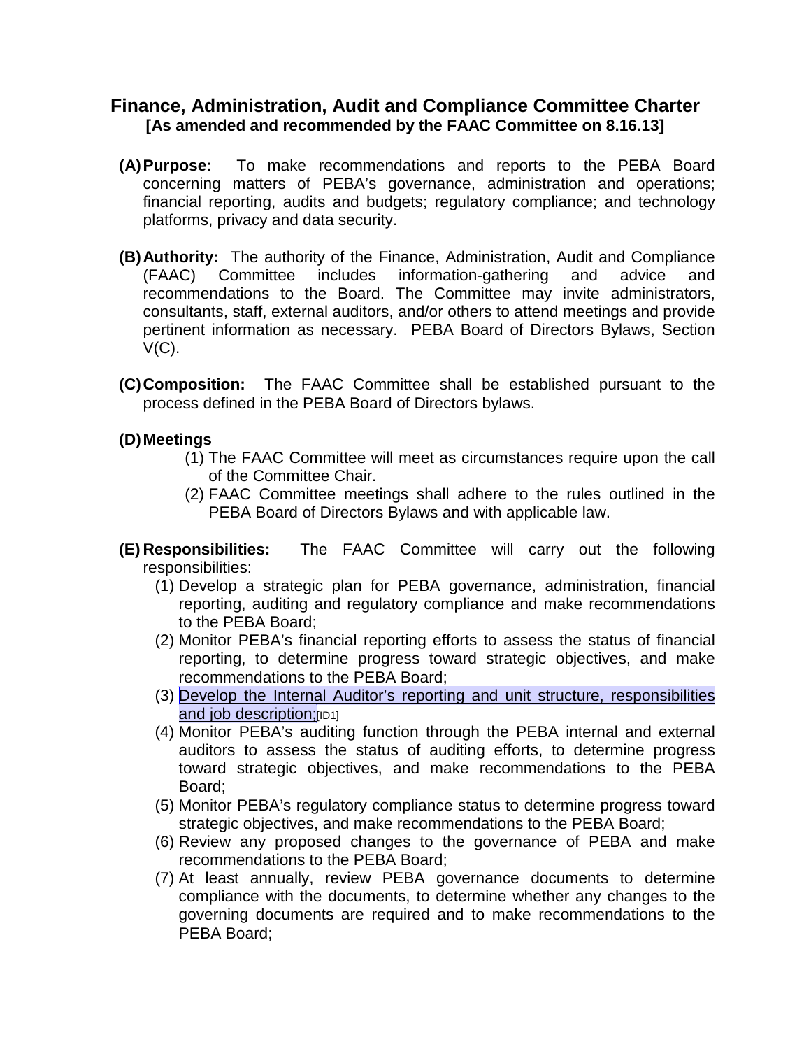# Finance, Administration, Audit and Compliance Committee Charter

**[As amended and recommended by the FAAC Committee on 8.16.13]**

**(A) Purpose:** To make recommendations and reports to the PEBA Board concerning matters of PEBA's governance, administration and operations; financial reporting, audits and budgets; regulatory compliance; and technology platforms, privacy and data security.

**(B) Authority:** The authority of the Finance, Administration, Audit and Compliance (FAAC) Committee includes information-gathering and advice and recommendations to the Board. The Committee may invite administrators, consultants, staff, external auditors, and/or others to attend meetings and provide pertinent information as necessary. PEBA Board of Directors Bylaws, Section V(C).

**(C) Composition:** The FAAC Committee shall be established pursuant to the process defined in the PEBA Board of Directors bylaws.

**(D) Meetings**

(1) The FAAC Committee will meet as circumstances require upon the call of the Committee Chair.

(2) FAAC Committee meetings shall adhere to the rules outlined in the PEBA Board of Directors Bylaws and with applicable law.

**(E) Responsibilities:** The FAAC Committee will carry out the following responsibilities:

(1) Develop a strategic plan for PEBA governance, administration, financial reporting, auditing and regulatory compliance and make recommendations to the PEBA Board;

(2) Monitor PEBA's financial reporting efforts to assess the status of financial reporting, to determine progress toward strategic objectives, and make recommendations to the PEBA Board;

(3) Develop the Internal Auditor's reporting and unit structure, responsibilities and job description;[ID1]

(4) Monitor PEBA's auditing function through the PEBA internal and external auditors to assess the status of auditing efforts, to determine progress toward strategic objectives, and make recommendations to the PEBA Board;

(5) Monitor PEBA's regulatory compliance status to determine progress toward strategic objectives, and make recommendations to the PEBA Board;

(6) Review any proposed changes to the governance of PEBA and make recommendations to the PEBA Board;

(7) At least annually, review PEBA governance documents to determine compliance with the documents, to determine whether any changes to the governing documents are required and to make recommendations to the PEBA Board;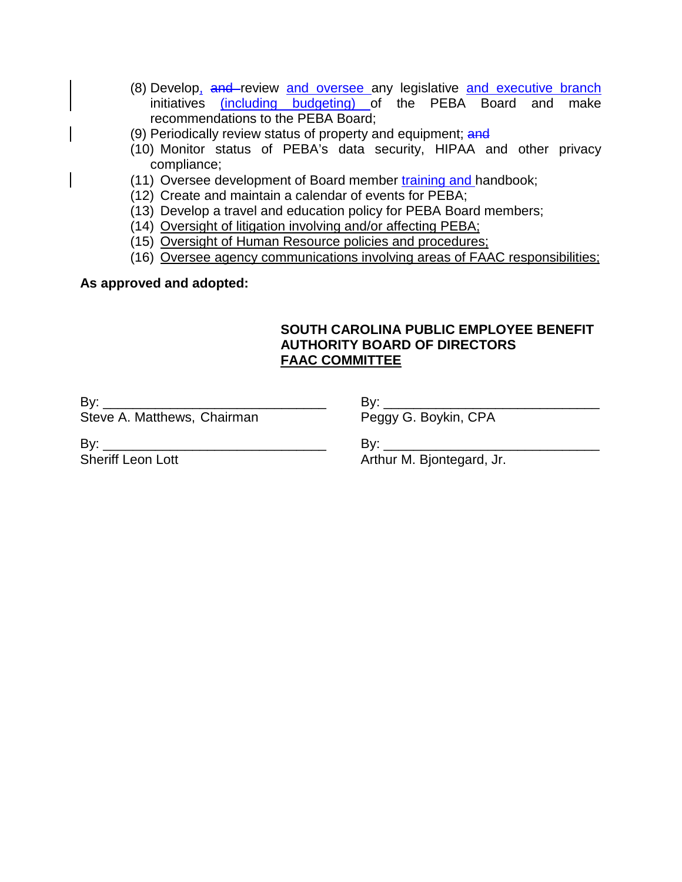(8) Develop, ~~and~~ review and oversee any legislative and executive branch initiatives (including budgeting) of the PEBA Board and make recommendations to the PEBA Board;

(9) Periodically review status of property and equipment; ~~and~~

(10) Monitor status of PEBA's data security, HIPAA and other privacy compliance;

(11) Oversee development of Board member training and handbook;

(12) Create and maintain a calendar of events for PEBA;

(13) Develop a travel and education policy for PEBA Board members;

(14) Oversight of litigation involving and/or affecting PEBA;

(15) Oversight of Human Resource policies and procedures;

(16) Oversee agency communications involving areas of FAAC responsibilities;

**As approved and adopted:**

**SOUTH CAROLINA PUBLIC EMPLOYEE BENEFIT AUTHORITY BOARD OF DIRECTORS**
**FAAC COMMITTEE**

By: ______________________________
Steve A. Matthews, Chairman

By: ______________________________
Peggy G. Boykin, CPA

By: ______________________________
Sheriff Leon Lott

By: ______________________________
Arthur M. Bjontegard, Jr.